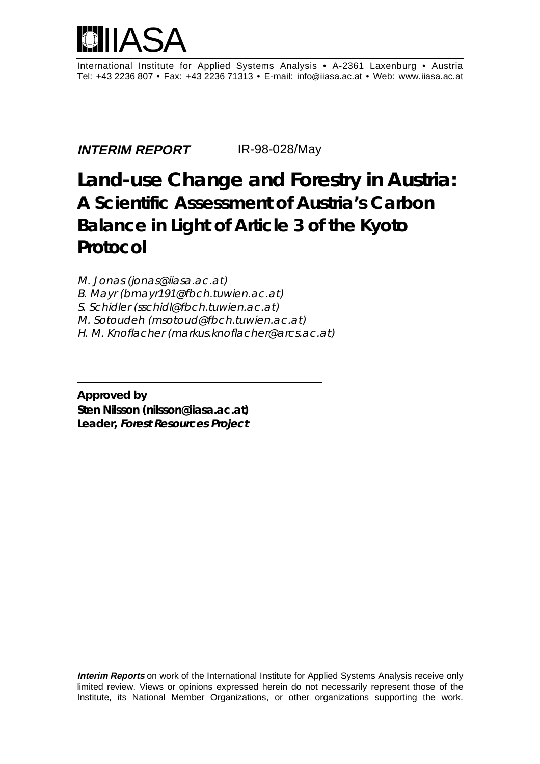# IIASA

International Institute for Applied Systems Analysis • A-2361 Laxenburg • Austria
Tel: +43 2236 807 • Fax: +43 2236 71313 • E-mail: info@iiasa.ac.at • Web: www.iiasa.ac.at

***INTERIM REPORT*** IR-98-028/May

# Land-use Change and Forestry in Austria: A Scientific Assessment of Austria's Carbon Balance in Light of Article 3 of the Kyoto Protocol

*M. Jonas (jonas@iiasa.ac.at)*
*B. Mayr (bmayr191@fbch.tuwien.ac.at)*
*S. Schidler (sschidl@fbch.tuwien.ac.at)*
*M. Sotoudeh (msotoud@fbch.tuwien.ac.at)*
*H. M. Knoflacher (markus.knoflacher@arcs.ac.at)*

**Approved by**
**Sten Nilsson (nilsson@iiasa.ac.at)**
**Leader, *Forest Resources Project***

***Interim Reports*** on work of the International Institute for Applied Systems Analysis receive only limited review. Views or opinions expressed herein do not necessarily represent those of the Institute, its National Member Organizations, or other organizations supporting the work.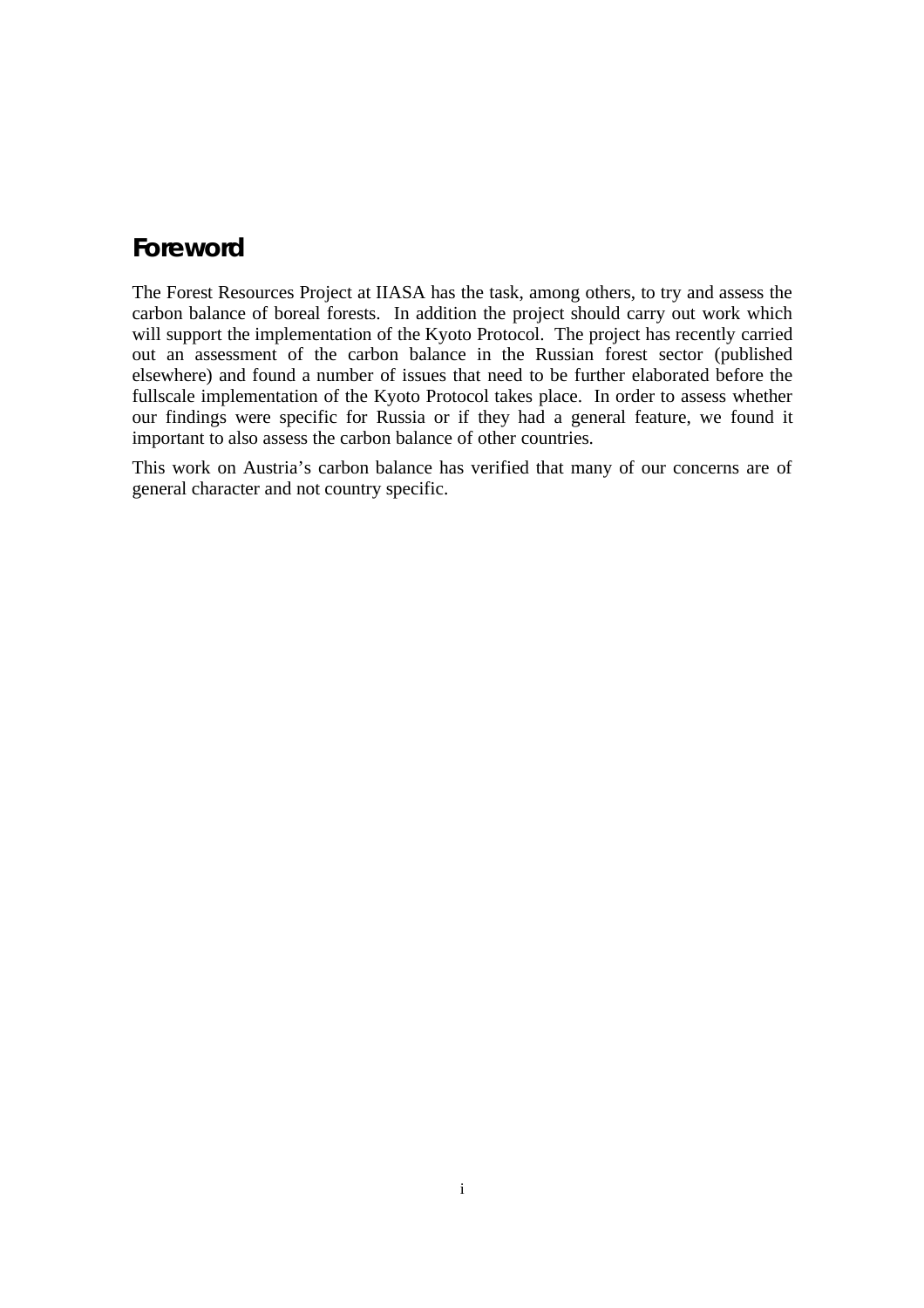# Foreword

The Forest Resources Project at IIASA has the task, among others, to try and assess the carbon balance of boreal forests. In addition the project should carry out work which will support the implementation of the Kyoto Protocol. The project has recently carried out an assessment of the carbon balance in the Russian forest sector (published elsewhere) and found a number of issues that need to be further elaborated before the fullscale implementation of the Kyoto Protocol takes place. In order to assess whether our findings were specific for Russia or if they had a general feature, we found it important to also assess the carbon balance of other countries.

This work on Austria's carbon balance has verified that many of our concerns are of general character and not country specific.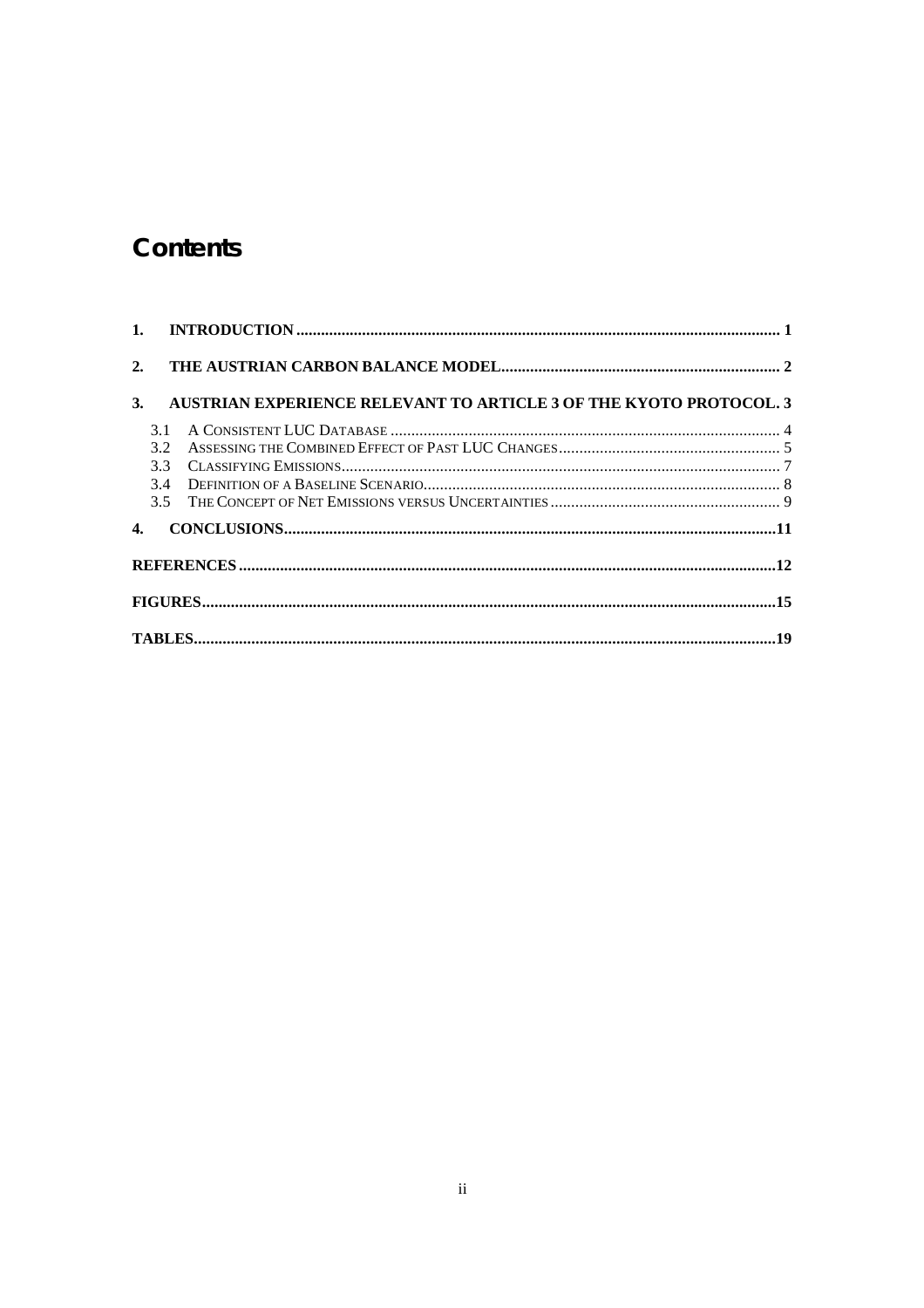# Contents

1. INTRODUCTION ..................................................................................................................... 1

2. THE AUSTRIAN CARBON BALANCE MODEL.................................................................... 2

3. AUSTRIAN EXPERIENCE RELEVANT TO ARTICLE 3 OF THE KYOTO PROTOCOL. 3

   3.1 A CONSISTENT LUC DATABASE ............................................................................................... 4
   3.2 ASSESSING THE COMBINED EFFECT OF PAST LUC CHANGES...................................................... 5
   3.3 CLASSIFYING EMISSIONS........................................................................................................... 7
   3.4 DEFINITION OF A BASELINE SCENARIO...................................................................................... 8
   3.5 THE CONCEPT OF NET EMISSIONS VERSUS UNCERTAINTIES ........................................................ 9

4. CONCLUSIONS.......................................................................................................................11

REFERENCES ..................................................................................................................................12

FIGURES..........................................................................................................................................15

TABLES............................................................................................................................................19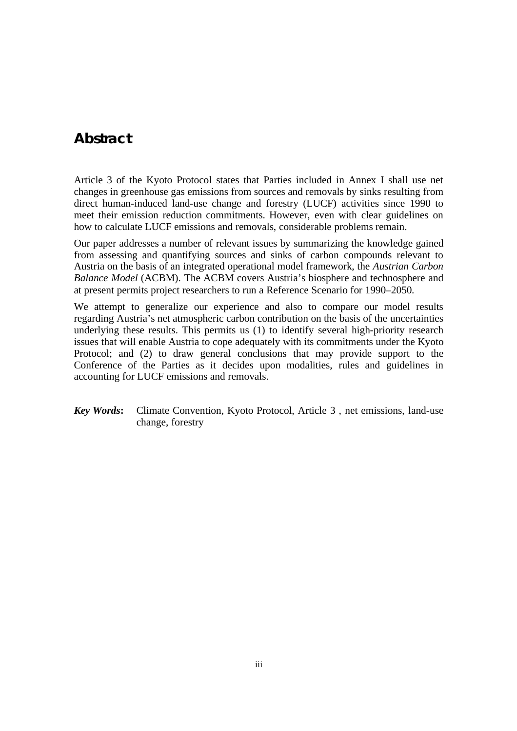# Abstract

Article 3 of the Kyoto Protocol states that Parties included in Annex I shall use net changes in greenhouse gas emissions from sources and removals by sinks resulting from direct human-induced land-use change and forestry (LUCF) activities since 1990 to meet their emission reduction commitments. However, even with clear guidelines on how to calculate LUCF emissions and removals, considerable problems remain.

Our paper addresses a number of relevant issues by summarizing the knowledge gained from assessing and quantifying sources and sinks of carbon compounds relevant to Austria on the basis of an integrated operational model framework, the *Austrian Carbon Balance Model* (ACBM). The ACBM covers Austria's biosphere and technosphere and at present permits project researchers to run a Reference Scenario for 1990–2050.

We attempt to generalize our experience and also to compare our model results regarding Austria's net atmospheric carbon contribution on the basis of the uncertainties underlying these results. This permits us (1) to identify several high-priority research issues that will enable Austria to cope adequately with its commitments under the Kyoto Protocol; and (2) to draw general conclusions that may provide support to the Conference of the Parties as it decides upon modalities, rules and guidelines in accounting for LUCF emissions and removals.

***Key Words*:** Climate Convention, Kyoto Protocol, Article 3 , net emissions, land-use change, forestry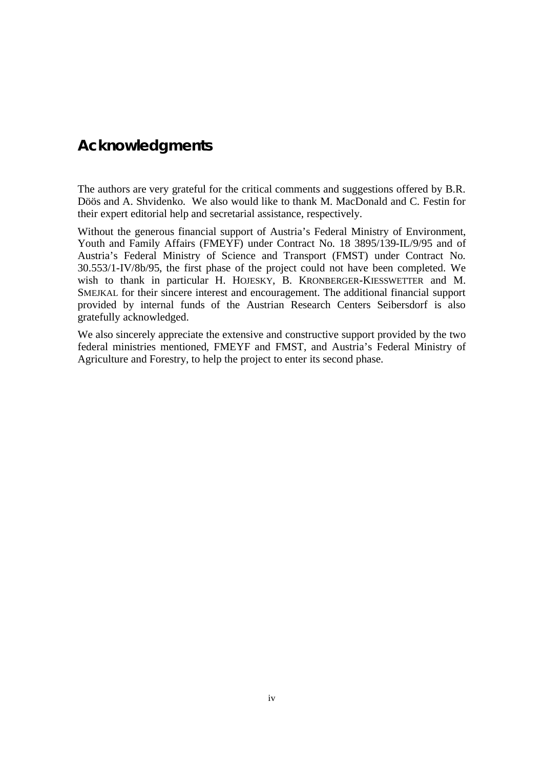# Acknowledgments

The authors are very grateful for the critical comments and suggestions offered by B.R. Döös and A. Shvidenko. We also would like to thank M. MacDonald and C. Festin for their expert editorial help and secretarial assistance, respectively.

Without the generous financial support of Austria's Federal Ministry of Environment, Youth and Family Affairs (FMEYF) under Contract No. 18 3895/139-IL/9/95 and of Austria's Federal Ministry of Science and Transport (FMST) under Contract No. 30.553/1-IV/8b/95, the first phase of the project could not have been completed. We wish to thank in particular H. HOJESKY, B. KRONBERGER-KIESSWETTER and M. SMEJKAL for their sincere interest and encouragement. The additional financial support provided by internal funds of the Austrian Research Centers Seibersdorf is also gratefully acknowledged.

We also sincerely appreciate the extensive and constructive support provided by the two federal ministries mentioned, FMEYF and FMST, and Austria's Federal Ministry of Agriculture and Forestry, to help the project to enter its second phase.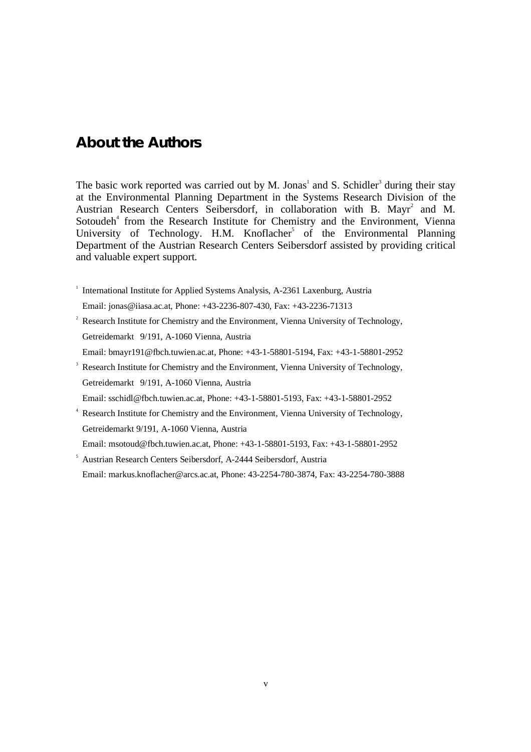## About the Authors

The basic work reported was carried out by M. Jonas[1] and S. Schidler[3] during their stay at the Environmental Planning Department in the Systems Research Division of the Austrian Research Centers Seibersdorf, in collaboration with B. Mayr[2] and M. Sotoudeh[4] from the Research Institute for Chemistry and the Environment, Vienna University of Technology. H.M. Knoflacher[5] of the Environmental Planning Department of the Austrian Research Centers Seibersdorf assisted by providing critical and valuable expert support.

[1] International Institute for Applied Systems Analysis, A-2361 Laxenburg, Austria
Email: jonas@iiasa.ac.at, Phone: +43-2236-807-430, Fax: +43-2236-71313

[2] Research Institute for Chemistry and the Environment, Vienna University of Technology, Getreidemarkt 9/191, A-1060 Vienna, Austria
Email: bmayr191@fbch.tuwien.ac.at, Phone: +43-1-58801-5194, Fax: +43-1-58801-2952

[3] Research Institute for Chemistry and the Environment, Vienna University of Technology, Getreidemarkt 9/191, A-1060 Vienna, Austria
Email: sschidl@fbch.tuwien.ac.at, Phone: +43-1-58801-5193, Fax: +43-1-58801-2952

[4] Research Institute for Chemistry and the Environment, Vienna University of Technology, Getreidemarkt 9/191, A-1060 Vienna, Austria
Email: msotoud@fbch.tuwien.ac.at, Phone: +43-1-58801-5193, Fax: +43-1-58801-2952

[5] Austrian Research Centers Seibersdorf, A-2444 Seibersdorf, Austria
Email: markus.knoflacher@arcs.ac.at, Phone: 43-2254-780-3874, Fax: 43-2254-780-3888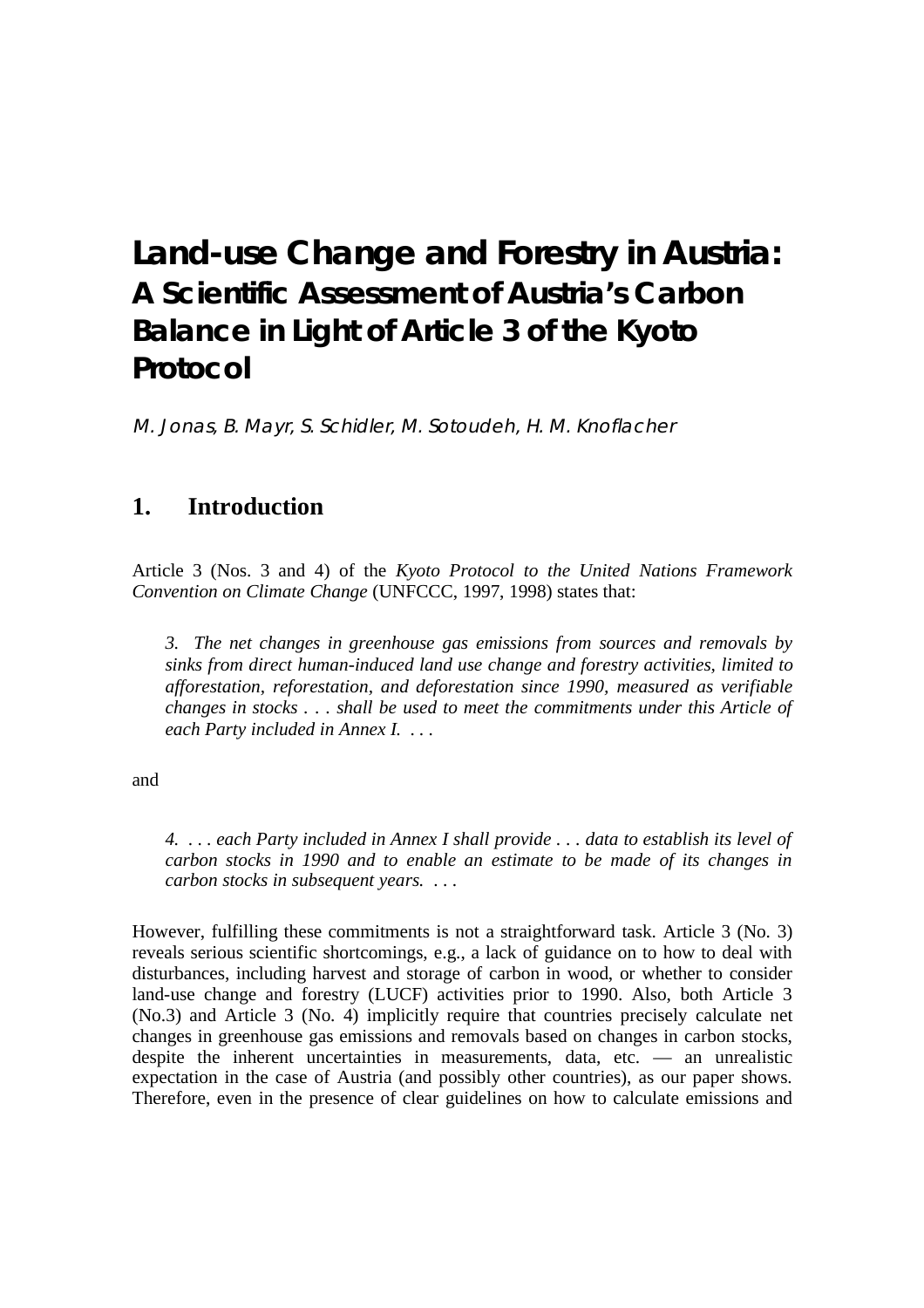# Land-use Change and Forestry in Austria:

## A Scientific Assessment of Austria's Carbon Balance in Light of Article 3 of the Kyoto Protocol

*M. Jonas, B. Mayr, S. Schidler, M. Sotoudeh, H. M. Knoflacher*

## 1. Introduction

Article 3 (Nos. 3 and 4) of the *Kyoto Protocol to the United Nations Framework Convention on Climate Change* (UNFCCC, 1997, 1998) states that:

> *3. The net changes in greenhouse gas emissions from sources and removals by sinks from direct human-induced land use change and forestry activities, limited to afforestation, reforestation, and deforestation since 1990, measured as verifiable changes in stocks . . . shall be used to meet the commitments under this Article of each Party included in Annex I. . . .*

and

> *4. . . . each Party included in Annex I shall provide . . . data to establish its level of carbon stocks in 1990 and to enable an estimate to be made of its changes in carbon stocks in subsequent years. . . .*

However, fulfilling these commitments is not a straightforward task. Article 3 (No. 3) reveals serious scientific shortcomings, e.g., a lack of guidance on to how to deal with disturbances, including harvest and storage of carbon in wood, or whether to consider land-use change and forestry (LUCF) activities prior to 1990. Also, both Article 3 (No.3) and Article 3 (No. 4) implicitly require that countries precisely calculate net changes in greenhouse gas emissions and removals based on changes in carbon stocks, despite the inherent uncertainties in measurements, data, etc. — an unrealistic expectation in the case of Austria (and possibly other countries), as our paper shows. Therefore, even in the presence of clear guidelines on how to calculate emissions and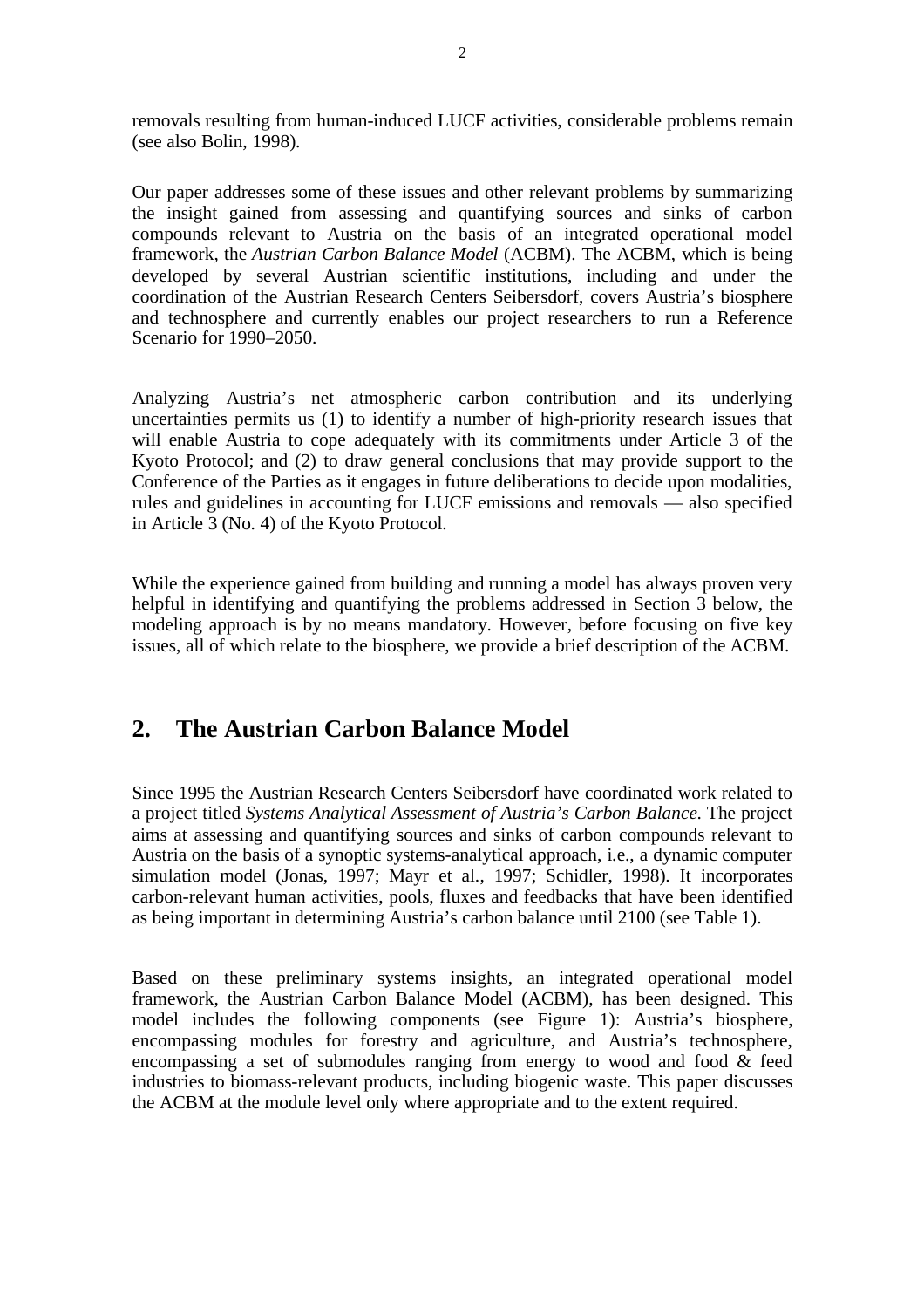removals resulting from human-induced LUCF activities, considerable problems remain (see also Bolin, 1998).

Our paper addresses some of these issues and other relevant problems by summarizing the insight gained from assessing and quantifying sources and sinks of carbon compounds relevant to Austria on the basis of an integrated operational model framework, the *Austrian Carbon Balance Model* (ACBM). The ACBM, which is being developed by several Austrian scientific institutions, including and under the coordination of the Austrian Research Centers Seibersdorf, covers Austria's biosphere and technosphere and currently enables our project researchers to run a Reference Scenario for 1990–2050.

Analyzing Austria's net atmospheric carbon contribution and its underlying uncertainties permits us (1) to identify a number of high-priority research issues that will enable Austria to cope adequately with its commitments under Article 3 of the Kyoto Protocol; and (2) to draw general conclusions that may provide support to the Conference of the Parties as it engages in future deliberations to decide upon modalities, rules and guidelines in accounting for LUCF emissions and removals — also specified in Article 3 (No. 4) of the Kyoto Protocol.

While the experience gained from building and running a model has always proven very helpful in identifying and quantifying the problems addressed in Section 3 below, the modeling approach is by no means mandatory. However, before focusing on five key issues, all of which relate to the biosphere, we provide a brief description of the ACBM.

## 2. The Austrian Carbon Balance Model

Since 1995 the Austrian Research Centers Seibersdorf have coordinated work related to a project titled *Systems Analytical Assessment of Austria's Carbon Balance*. The project aims at assessing and quantifying sources and sinks of carbon compounds relevant to Austria on the basis of a synoptic systems-analytical approach, i.e., a dynamic computer simulation model (Jonas, 1997; Mayr et al., 1997; Schidler, 1998). It incorporates carbon-relevant human activities, pools, fluxes and feedbacks that have been identified as being important in determining Austria's carbon balance until 2100 (see Table 1).

Based on these preliminary systems insights, an integrated operational model framework, the Austrian Carbon Balance Model (ACBM), has been designed. This model includes the following components (see Figure 1): Austria's biosphere, encompassing modules for forestry and agriculture, and Austria's technosphere, encompassing a set of submodules ranging from energy to wood and food & feed industries to biomass-relevant products, including biogenic waste. This paper discusses the ACBM at the module level only where appropriate and to the extent required.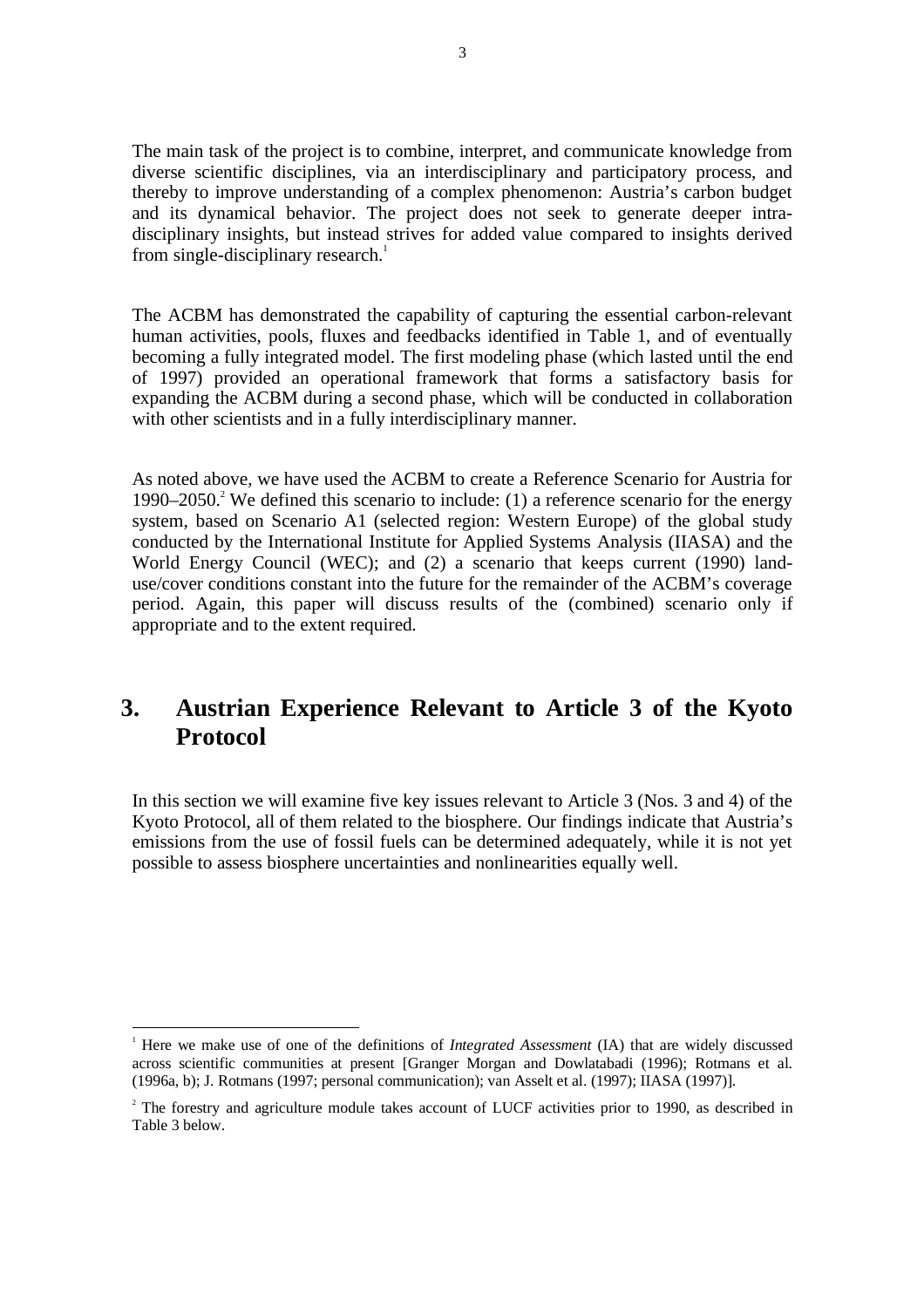The main task of the project is to combine, interpret, and communicate knowledge from diverse scientific disciplines, via an interdisciplinary and participatory process, and thereby to improve understanding of a complex phenomenon: Austria's carbon budget and its dynamical behavior. The project does not seek to generate deeper intra-disciplinary insights, but instead strives for added value compared to insights derived from single-disciplinary research.[1]

The ACBM has demonstrated the capability of capturing the essential carbon-relevant human activities, pools, fluxes and feedbacks identified in Table 1, and of eventually becoming a fully integrated model. The first modeling phase (which lasted until the end of 1997) provided an operational framework that forms a satisfactory basis for expanding the ACBM during a second phase, which will be conducted in collaboration with other scientists and in a fully interdisciplinary manner.

As noted above, we have used the ACBM to create a Reference Scenario for Austria for 1990–2050.[2] We defined this scenario to include: (1) a reference scenario for the energy system, based on Scenario A1 (selected region: Western Europe) of the global study conducted by the International Institute for Applied Systems Analysis (IIASA) and the World Energy Council (WEC); and (2) a scenario that keeps current (1990) land-use/cover conditions constant into the future for the remainder of the ACBM's coverage period. Again, this paper will discuss results of the (combined) scenario only if appropriate and to the extent required.

# 3. Austrian Experience Relevant to Article 3 of the Kyoto Protocol

In this section we will examine five key issues relevant to Article 3 (Nos. 3 and 4) of the Kyoto Protocol, all of them related to the biosphere. Our findings indicate that Austria's emissions from the use of fossil fuels can be determined adequately, while it is not yet possible to assess biosphere uncertainties and nonlinearities equally well.

---

[1] Here we make use of one of the definitions of *Integrated Assessment* (IA) that are widely discussed across scientific communities at present [Granger Morgan and Dowlatabadi (1996); Rotmans et al. (1996a, b); J. Rotmans (1997; personal communication); van Asselt et al. (1997); IIASA (1997)].

[2] The forestry and agriculture module takes account of LUCF activities prior to 1990, as described in Table 3 below.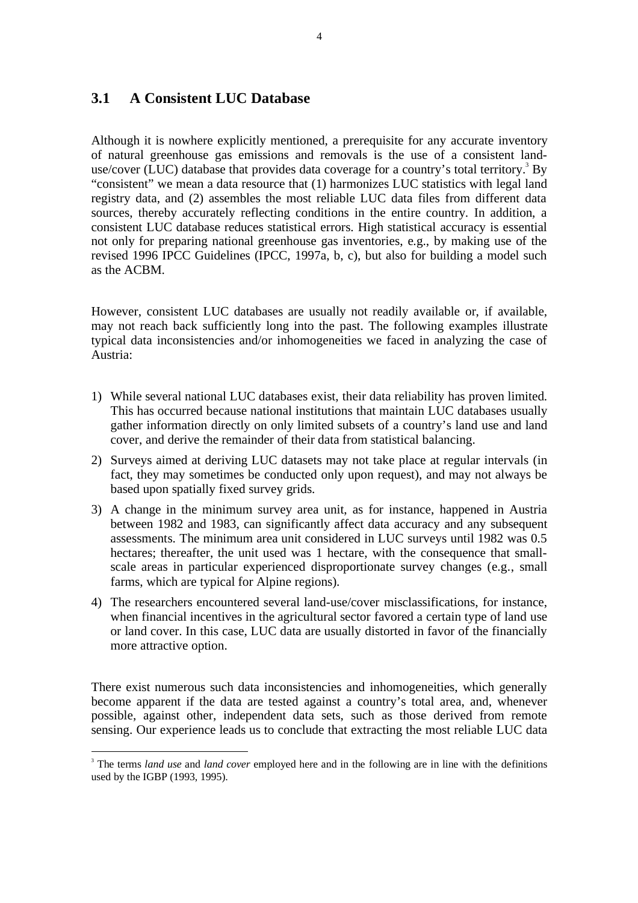## 3.1 A Consistent LUC Database

Although it is nowhere explicitly mentioned, a prerequisite for any accurate inventory of natural greenhouse gas emissions and removals is the use of a consistent land-use/cover (LUC) database that provides data coverage for a country's total territory.[3] By "consistent" we mean a data resource that (1) harmonizes LUC statistics with legal land registry data, and (2) assembles the most reliable LUC data files from different data sources, thereby accurately reflecting conditions in the entire country. In addition, a consistent LUC database reduces statistical errors. High statistical accuracy is essential not only for preparing national greenhouse gas inventories, e.g., by making use of the revised 1996 IPCC Guidelines (IPCC, 1997a, b, c), but also for building a model such as the ACBM.

However, consistent LUC databases are usually not readily available or, if available, may not reach back sufficiently long into the past. The following examples illustrate typical data inconsistencies and/or inhomogeneities we faced in analyzing the case of Austria:

1) While several national LUC databases exist, their data reliability has proven limited. This has occurred because national institutions that maintain LUC databases usually gather information directly on only limited subsets of a country's land use and land cover, and derive the remainder of their data from statistical balancing.
2) Surveys aimed at deriving LUC datasets may not take place at regular intervals (in fact, they may sometimes be conducted only upon request), and may not always be based upon spatially fixed survey grids.
3) A change in the minimum survey area unit, as for instance, happened in Austria between 1982 and 1983, can significantly affect data accuracy and any subsequent assessments. The minimum area unit considered in LUC surveys until 1982 was 0.5 hectares; thereafter, the unit used was 1 hectare, with the consequence that small-scale areas in particular experienced disproportionate survey changes (e.g., small farms, which are typical for Alpine regions).
4) The researchers encountered several land-use/cover misclassifications, for instance, when financial incentives in the agricultural sector favored a certain type of land use or land cover. In this case, LUC data are usually distorted in favor of the financially more attractive option.

There exist numerous such data inconsistencies and inhomogeneities, which generally become apparent if the data are tested against a country's total area, and, whenever possible, against other, independent data sets, such as those derived from remote sensing. Our experience leads us to conclude that extracting the most reliable LUC data

[3] The terms *land use* and *land cover* employed here and in the following are in line with the definitions used by the IGBP (1993, 1995).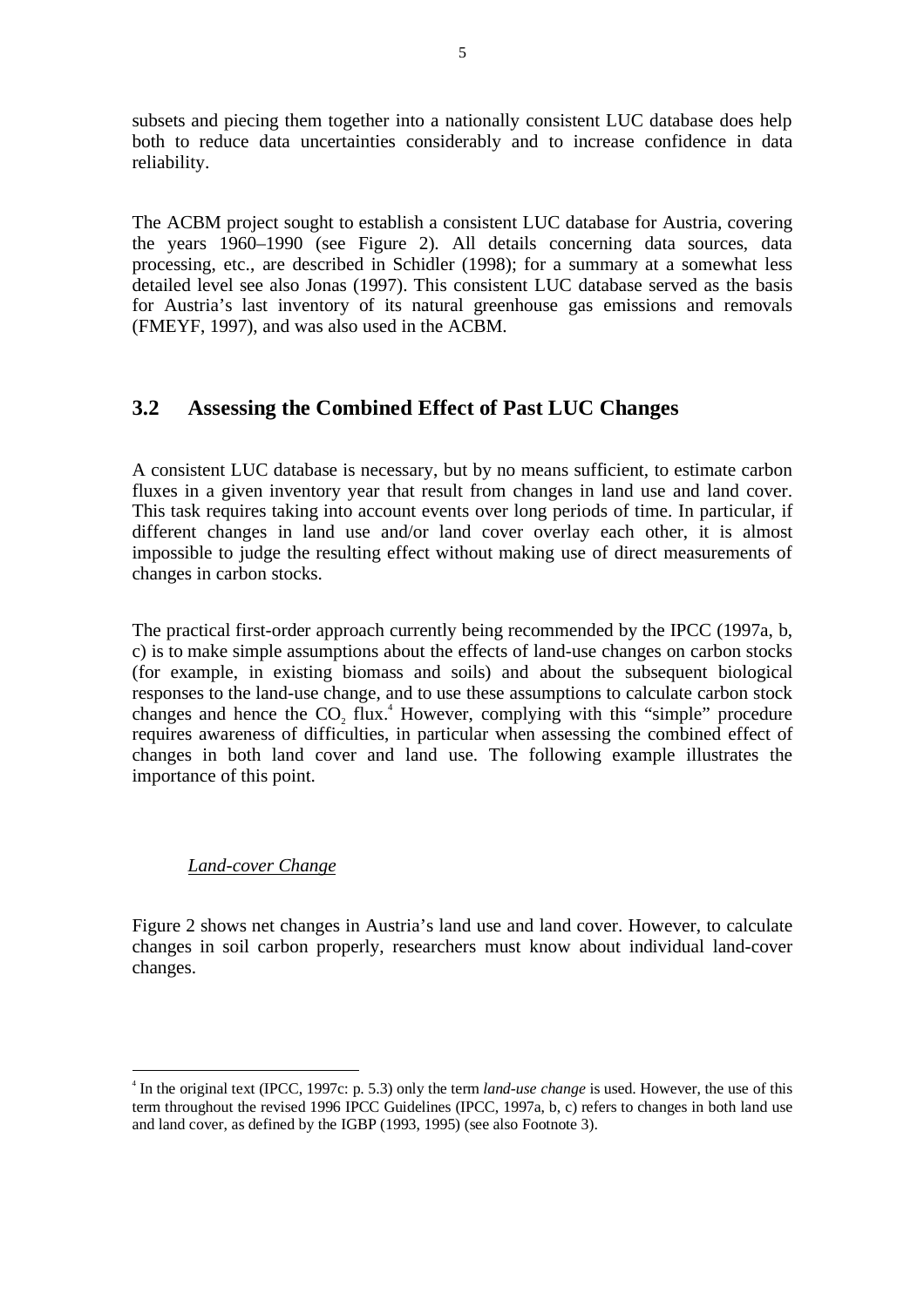subsets and piecing them together into a nationally consistent LUC database does help both to reduce data uncertainties considerably and to increase confidence in data reliability.

The ACBM project sought to establish a consistent LUC database for Austria, covering the years 1960–1990 (see Figure 2). All details concerning data sources, data processing, etc., are described in Schidler (1998); for a summary at a somewhat less detailed level see also Jonas (1997). This consistent LUC database served as the basis for Austria's last inventory of its natural greenhouse gas emissions and removals (FMEYF, 1997), and was also used in the ACBM.

## 3.2 Assessing the Combined Effect of Past LUC Changes

A consistent LUC database is necessary, but by no means sufficient, to estimate carbon fluxes in a given inventory year that result from changes in land use and land cover. This task requires taking into account events over long periods of time. In particular, if different changes in land use and/or land cover overlay each other, it is almost impossible to judge the resulting effect without making use of direct measurements of changes in carbon stocks.

The practical first-order approach currently being recommended by the IPCC (1997a, b, c) is to make simple assumptions about the effects of land-use changes on carbon stocks (for example, in existing biomass and soils) and about the subsequent biological responses to the land-use change, and to use these assumptions to calculate carbon stock changes and hence the $CO_2$ flux.[4] However, complying with this "simple" procedure requires awareness of difficulties, in particular when assessing the combined effect of changes in both land cover and land use. The following example illustrates the importance of this point.

*Land-cover Change*

Figure 2 shows net changes in Austria's land use and land cover. However, to calculate changes in soil carbon properly, researchers must know about individual land-cover changes.

[4] In the original text (IPCC, 1997c: p. 5.3) only the term *land-use change* is used. However, the use of this term throughout the revised 1996 IPCC Guidelines (IPCC, 1997a, b, c) refers to changes in both land use and land cover, as defined by the IGBP (1993, 1995) (see also Footnote 3).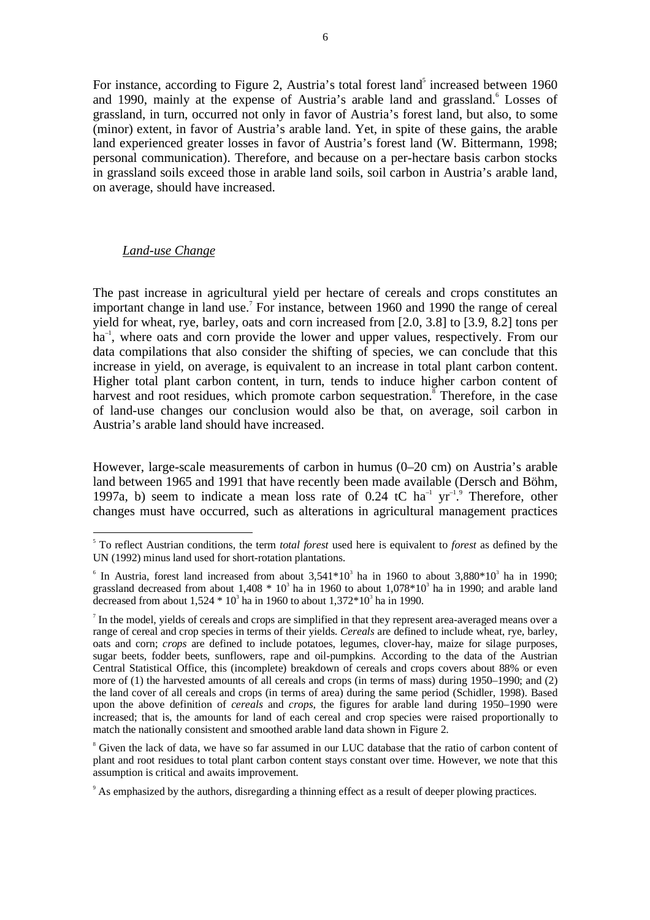For instance, according to Figure 2, Austria's total forest land[5] increased between 1960 and 1990, mainly at the expense of Austria's arable land and grassland.[6] Losses of grassland, in turn, occurred not only in favor of Austria's forest land, but also, to some (minor) extent, in favor of Austria's arable land. Yet, in spite of these gains, the arable land experienced greater losses in favor of Austria's forest land (W. Bittermann, 1998; personal communication). Therefore, and because on a per-hectare basis carbon stocks in grassland soils exceed those in arable land soils, soil carbon in Austria's arable land, on average, should have increased.

### *Land-use Change*

The past increase in agricultural yield per hectare of cereals and crops constitutes an important change in land use.[7] For instance, between 1960 and 1990 the range of cereal yield for wheat, rye, barley, oats and corn increased from [2.0, 3.8] to [3.9, 8.2] tons per $ha^{-1}$, where oats and corn provide the lower and upper values, respectively. From our data compilations that also consider the shifting of species, we can conclude that this increase in yield, on average, is equivalent to an increase in total plant carbon content. Higher total plant carbon content, in turn, tends to induce higher carbon content of harvest and root residues, which promote carbon sequestration.[8] Therefore, in the case of land-use changes our conclusion would also be that, on average, soil carbon in Austria's arable land should have increased.

However, large-scale measurements of carbon in humus (0–20 cm) on Austria's arable land between 1965 and 1991 that have recently been made available (Dersch and Böhm, 1997a, b) seem to indicate a mean loss rate of 0.24 tC $ha^{-1}$ $yr^{-1}$.[9] Therefore, other changes must have occurred, such as alterations in agricultural management practices

---

[5] To reflect Austrian conditions, the term *total forest* used here is equivalent to *forest* as defined by the UN (1992) minus land used for short-rotation plantations.

[6] In Austria, forest land increased from about $3{,}541 \times 10^3$ ha in 1960 to about $3{,}880 \times 10^3$ ha in 1990; grassland decreased from about $1{,}408 \times 10^3$ ha in 1960 to about $1{,}078 \times 10^3$ ha in 1990; and arable land decreased from about $1{,}524 \times 10^3$ ha in 1960 to about $1{,}372 \times 10^3$ ha in 1990.

[7] In the model, yields of cereals and crops are simplified in that they represent area-averaged means over a range of cereal and crop species in terms of their yields. *Cereals* are defined to include wheat, rye, barley, oats and corn; *crops* are defined to include potatoes, legumes, clover-hay, maize for silage purposes, sugar beets, fodder beets, sunflowers, rape and oil-pumpkins. According to the data of the Austrian Central Statistical Office, this (incomplete) breakdown of cereals and crops covers about 88% or even more of (1) the harvested amounts of all cereals and crops (in terms of mass) during 1950–1990; and (2) the land cover of all cereals and crops (in terms of area) during the same period (Schidler, 1998). Based upon the above definition of *cereals* and *crops*, the figures for arable land during 1950–1990 were increased; that is, the amounts for land of each cereal and crop species were raised proportionally to match the nationally consistent and smoothed arable land data shown in Figure 2.

[8] Given the lack of data, we have so far assumed in our LUC database that the ratio of carbon content of plant and root residues to total plant carbon content stays constant over time. However, we note that this assumption is critical and awaits improvement.

[9] As emphasized by the authors, disregarding a thinning effect as a result of deeper plowing practices.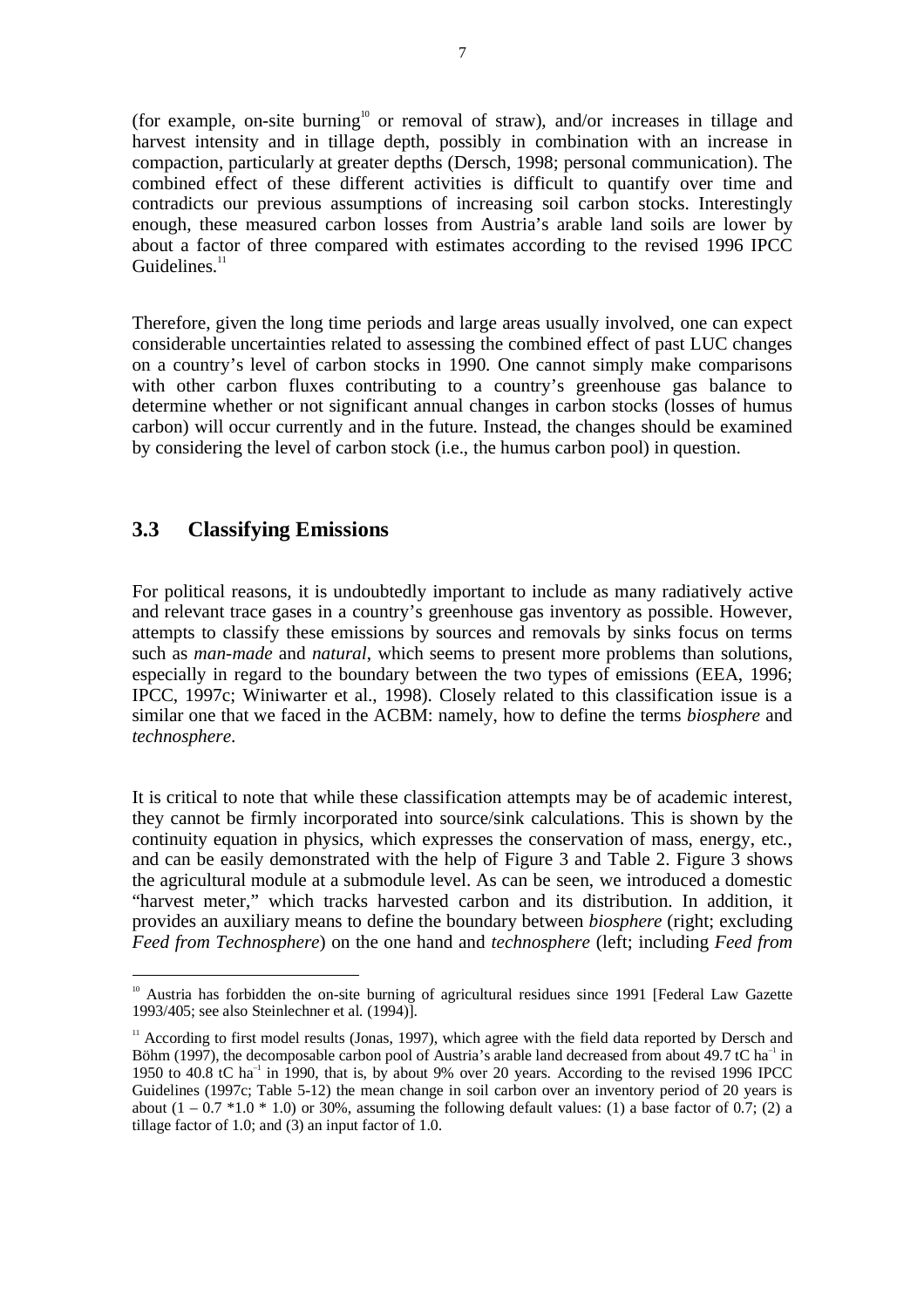(for example, on-site burning[10] or removal of straw), and/or increases in tillage and harvest intensity and in tillage depth, possibly in combination with an increase in compaction, particularly at greater depths (Dersch, 1998; personal communication). The combined effect of these different activities is difficult to quantify over time and contradicts our previous assumptions of increasing soil carbon stocks. Interestingly enough, these measured carbon losses from Austria's arable land soils are lower by about a factor of three compared with estimates according to the revised 1996 IPCC Guidelines.[11]

Therefore, given the long time periods and large areas usually involved, one can expect considerable uncertainties related to assessing the combined effect of past LUC changes on a country's level of carbon stocks in 1990. One cannot simply make comparisons with other carbon fluxes contributing to a country's greenhouse gas balance to determine whether or not significant annual changes in carbon stocks (losses of humus carbon) will occur currently and in the future. Instead, the changes should be examined by considering the level of carbon stock (i.e., the humus carbon pool) in question.

## 3.3 Classifying Emissions

For political reasons, it is undoubtedly important to include as many radiatively active and relevant trace gases in a country's greenhouse gas inventory as possible. However, attempts to classify these emissions by sources and removals by sinks focus on terms such as *man-made* and *natural*, which seems to present more problems than solutions, especially in regard to the boundary between the two types of emissions (EEA, 1996; IPCC, 1997c; Winiwarter et al., 1998). Closely related to this classification issue is a similar one that we faced in the ACBM: namely, how to define the terms *biosphere* and *technosphere*.

It is critical to note that while these classification attempts may be of academic interest, they cannot be firmly incorporated into source/sink calculations. This is shown by the continuity equation in physics, which expresses the conservation of mass, energy, etc., and can be easily demonstrated with the help of Figure 3 and Table 2. Figure 3 shows the agricultural module at a submodule level. As can be seen, we introduced a domestic "harvest meter," which tracks harvested carbon and its distribution. In addition, it provides an auxiliary means to define the boundary between *biosphere* (right; excluding *Feed from Technosphere*) on the one hand and *technosphere* (left; including *Feed from*

---

[10] Austria has forbidden the on-site burning of agricultural residues since 1991 [Federal Law Gazette 1993/405; see also Steinlechner et al. (1994)].

[11] According to first model results (Jonas, 1997), which agree with the field data reported by Dersch and Böhm (1997), the decomposable carbon pool of Austria's arable land decreased from about 49.7 tC $ha^{-1}$ in 1950 to 40.8 tC $ha^{-1}$ in 1990, that is, by about 9% over 20 years. According to the revised 1996 IPCC Guidelines (1997c; Table 5-12) the mean change in soil carbon over an inventory period of 20 years is about $(1 - 0.7 * 1.0 * 1.0)$ or 30%, assuming the following default values: (1) a base factor of 0.7; (2) a tillage factor of 1.0; and (3) an input factor of 1.0.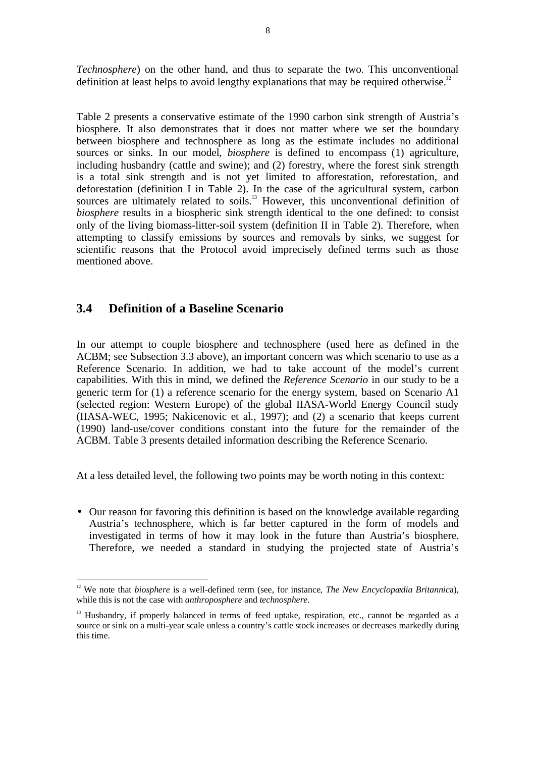*Technosphere*) on the other hand, and thus to separate the two. This unconventional definition at least helps to avoid lengthy explanations that may be required otherwise.[12]

Table 2 presents a conservative estimate of the 1990 carbon sink strength of Austria's biosphere. It also demonstrates that it does not matter where we set the boundary between biosphere and technosphere as long as the estimate includes no additional sources or sinks. In our model, *biosphere* is defined to encompass (1) agriculture, including husbandry (cattle and swine); and (2) forestry, where the forest sink strength is a total sink strength and is not yet limited to afforestation, reforestation, and deforestation (definition I in Table 2). In the case of the agricultural system, carbon sources are ultimately related to soils.[13] However, this unconventional definition of *biosphere* results in a biospheric sink strength identical to the one defined: to consist only of the living biomass-litter-soil system (definition II in Table 2). Therefore, when attempting to classify emissions by sources and removals by sinks, we suggest for scientific reasons that the Protocol avoid imprecisely defined terms such as those mentioned above.

## 3.4 Definition of a Baseline Scenario

In our attempt to couple biosphere and technosphere (used here as defined in the ACBM; see Subsection 3.3 above), an important concern was which scenario to use as a Reference Scenario. In addition, we had to take account of the model's current capabilities. With this in mind, we defined the *Reference Scenario* in our study to be a generic term for (1) a reference scenario for the energy system, based on Scenario A1 (selected region: Western Europe) of the global IIASA-World Energy Council study (IIASA-WEC, 1995; Nakicenovic et al., 1997); and (2) a scenario that keeps current (1990) land-use/cover conditions constant into the future for the remainder of the ACBM. Table 3 presents detailed information describing the Reference Scenario.

At a less detailed level, the following two points may be worth noting in this context:

- Our reason for favoring this definition is based on the knowledge available regarding Austria's technosphere, which is far better captured in the form of models and investigated in terms of how it may look in the future than Austria's biosphere. Therefore, we needed a standard in studying the projected state of Austria's

---

[12] We note that *biosphere* is a well-defined term (see, for instance, *The New Encyclopædia Britannic*a), while this is not the case with *anthroposphere* and *technosphere*.

[13] Husbandry, if properly balanced in terms of feed uptake, respiration, etc., cannot be regarded as a source or sink on a multi-year scale unless a country's cattle stock increases or decreases markedly during this time.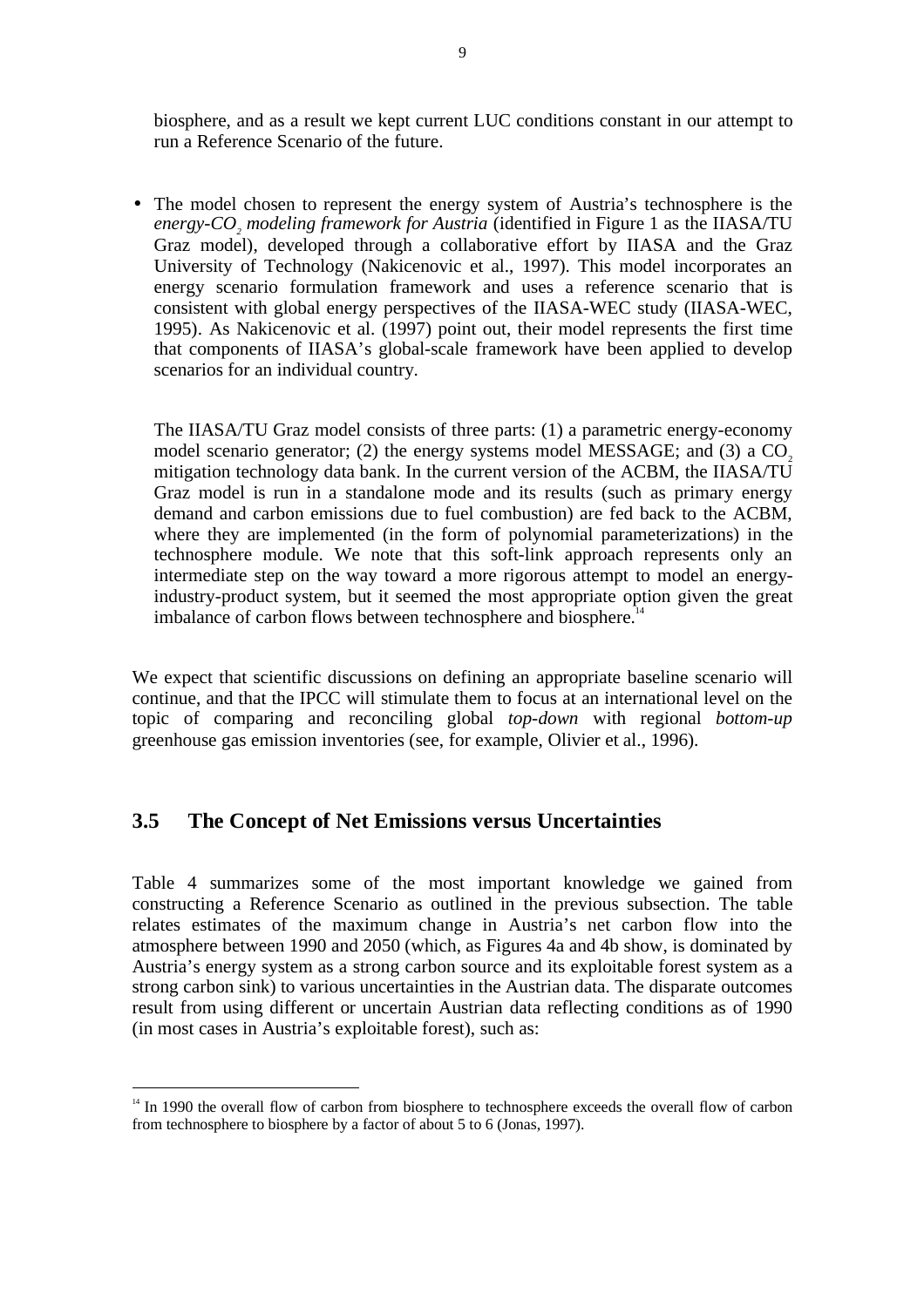biosphere, and as a result we kept current LUC conditions constant in our attempt to run a Reference Scenario of the future.

- The model chosen to represent the energy system of Austria's technosphere is the *energy-$CO_2$ modeling framework for Austria* (identified in Figure 1 as the IIASA/TU Graz model), developed through a collaborative effort by IIASA and the Graz University of Technology (Nakicenovic et al., 1997). This model incorporates an energy scenario formulation framework and uses a reference scenario that is consistent with global energy perspectives of the IIASA-WEC study (IIASA-WEC, 1995). As Nakicenovic et al. (1997) point out, their model represents the first time that components of IIASA's global-scale framework have been applied to develop scenarios for an individual country.

  The IIASA/TU Graz model consists of three parts: (1) a parametric energy-economy model scenario generator; (2) the energy systems model MESSAGE; and (3) a $CO_2$ mitigation technology data bank. In the current version of the ACBM, the IIASA/TU Graz model is run in a standalone mode and its results (such as primary energy demand and carbon emissions due to fuel combustion) are fed back to the ACBM, where they are implemented (in the form of polynomial parameterizations) in the technosphere module. We note that this soft-link approach represents only an intermediate step on the way toward a more rigorous attempt to model an energy-industry-product system, but it seemed the most appropriate option given the great imbalance of carbon flows between technosphere and biosphere.[14]

We expect that scientific discussions on defining an appropriate baseline scenario will continue, and that the IPCC will stimulate them to focus at an international level on the topic of comparing and reconciling global *top-down* with regional *bottom-up* greenhouse gas emission inventories (see, for example, Olivier et al., 1996).

## 3.5 The Concept of Net Emissions versus Uncertainties

Table 4 summarizes some of the most important knowledge we gained from constructing a Reference Scenario as outlined in the previous subsection. The table relates estimates of the maximum change in Austria's net carbon flow into the atmosphere between 1990 and 2050 (which, as Figures 4a and 4b show, is dominated by Austria's energy system as a strong carbon source and its exploitable forest system as a strong carbon sink) to various uncertainties in the Austrian data. The disparate outcomes result from using different or uncertain Austrian data reflecting conditions as of 1990 (in most cases in Austria's exploitable forest), such as:

---

[14] In 1990 the overall flow of carbon from biosphere to technosphere exceeds the overall flow of carbon from technosphere to biosphere by a factor of about 5 to 6 (Jonas, 1997).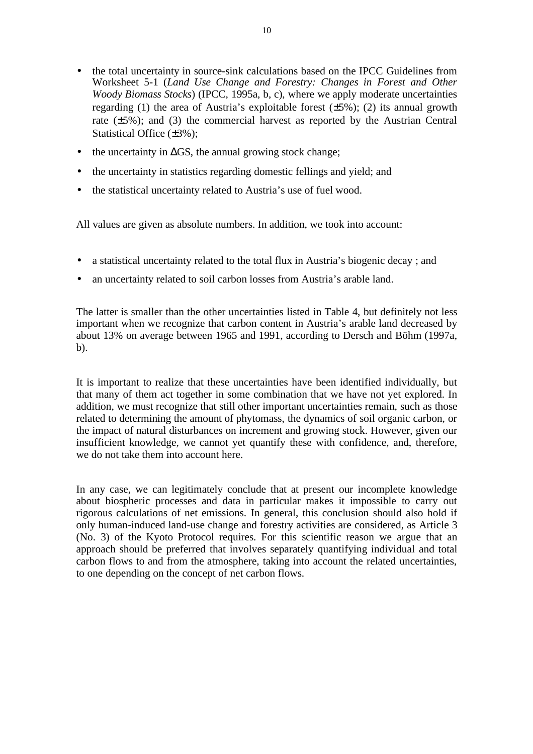- the total uncertainty in source-sink calculations based on the IPCC Guidelines from Worksheet 5-1 (*Land Use Change and Forestry: Changes in Forest and Other Woody Biomass Stocks*) (IPCC, 1995a, b, c), where we apply moderate uncertainties regarding (1) the area of Austria's exploitable forest (±5%); (2) its annual growth rate (±5%); and (3) the commercial harvest as reported by the Austrian Central Statistical Office (±3%);
- the uncertainty in ΔGS, the annual growing stock change;
- the uncertainty in statistics regarding domestic fellings and yield; and
- the statistical uncertainty related to Austria's use of fuel wood.

All values are given as absolute numbers. In addition, we took into account:

- a statistical uncertainty related to the total flux in Austria's biogenic decay ; and
- an uncertainty related to soil carbon losses from Austria's arable land.

The latter is smaller than the other uncertainties listed in Table 4, but definitely not less important when we recognize that carbon content in Austria's arable land decreased by about 13% on average between 1965 and 1991, according to Dersch and Böhm (1997a, b).

It is important to realize that these uncertainties have been identified individually, but that many of them act together in some combination that we have not yet explored. In addition, we must recognize that still other important uncertainties remain, such as those related to determining the amount of phytomass, the dynamics of soil organic carbon, or the impact of natural disturbances on increment and growing stock. However, given our insufficient knowledge, we cannot yet quantify these with confidence, and, therefore, we do not take them into account here.

In any case, we can legitimately conclude that at present our incomplete knowledge about biospheric processes and data in particular makes it impossible to carry out rigorous calculations of net emissions. In general, this conclusion should also hold if only human-induced land-use change and forestry activities are considered, as Article 3 (No. 3) of the Kyoto Protocol requires. For this scientific reason we argue that an approach should be preferred that involves separately quantifying individual and total carbon flows to and from the atmosphere, taking into account the related uncertainties, to one depending on the concept of net carbon flows.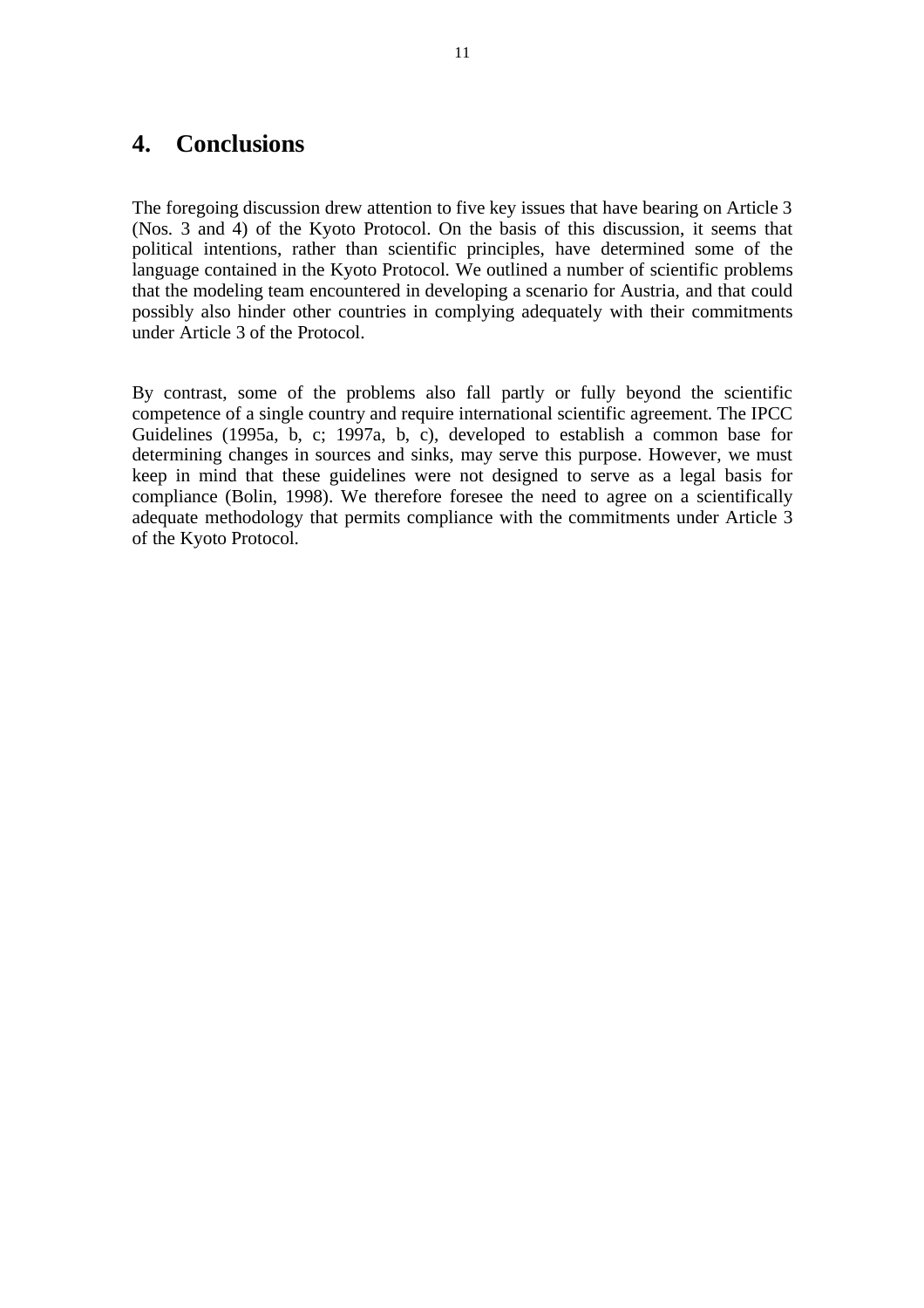## 4. Conclusions

The foregoing discussion drew attention to five key issues that have bearing on Article 3 (Nos. 3 and 4) of the Kyoto Protocol. On the basis of this discussion, it seems that political intentions, rather than scientific principles, have determined some of the language contained in the Kyoto Protocol. We outlined a number of scientific problems that the modeling team encountered in developing a scenario for Austria, and that could possibly also hinder other countries in complying adequately with their commitments under Article 3 of the Protocol.

By contrast, some of the problems also fall partly or fully beyond the scientific competence of a single country and require international scientific agreement. The IPCC Guidelines (1995a, b, c; 1997a, b, c), developed to establish a common base for determining changes in sources and sinks, may serve this purpose. However, we must keep in mind that these guidelines were not designed to serve as a legal basis for compliance (Bolin, 1998). We therefore foresee the need to agree on a scientifically adequate methodology that permits compliance with the commitments under Article 3 of the Kyoto Protocol.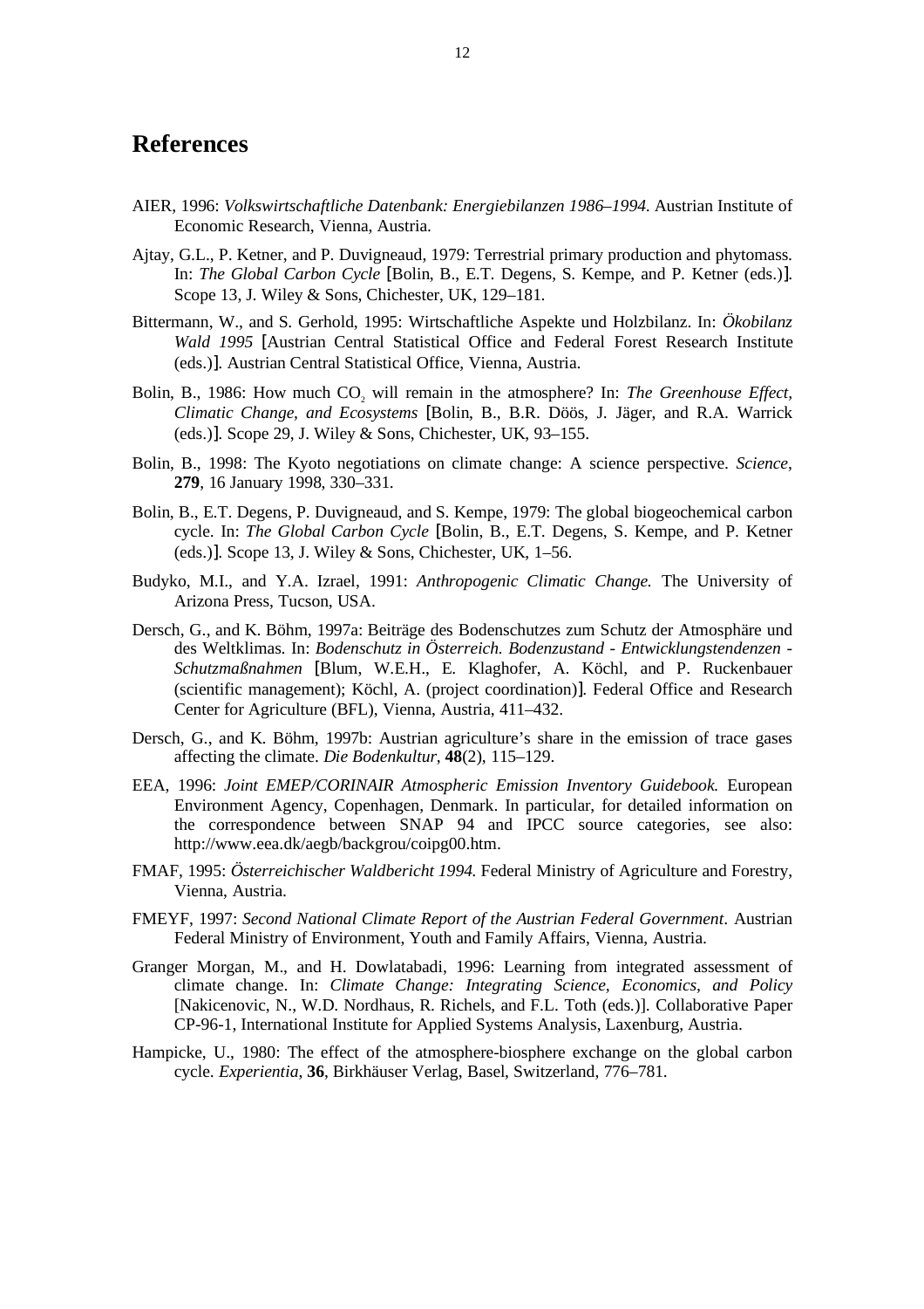# References

AIER, 1996: *Volkswirtschaftliche Datenbank: Energiebilanzen 1986–1994*. Austrian Institute of Economic Research, Vienna, Austria.

Ajtay, G.L., P. Ketner, and P. Duvigneaud, 1979: Terrestrial primary production and phytomass. In: *The Global Carbon Cycle* [Bolin, B., E.T. Degens, S. Kempe, and P. Ketner (eds.)]. Scope 13, J. Wiley & Sons, Chichester, UK, 129–181.

Bittermann, W., and S. Gerhold, 1995: Wirtschaftliche Aspekte und Holzbilanz. In: *Ökobilanz Wald 1995* [Austrian Central Statistical Office and Federal Forest Research Institute (eds.)]. Austrian Central Statistical Office, Vienna, Austria.

Bolin, B., 1986: How much $CO_2$ will remain in the atmosphere? In: *The Greenhouse Effect, Climatic Change, and Ecosystems* [Bolin, B., B.R. Döös, J. Jäger, and R.A. Warrick (eds.)]. Scope 29, J. Wiley & Sons, Chichester, UK, 93–155.

Bolin, B., 1998: The Kyoto negotiations on climate change: A science perspective. *Science*, **279**, 16 January 1998, 330–331.

Bolin, B., E.T. Degens, P. Duvigneaud, and S. Kempe, 1979: The global biogeochemical carbon cycle. In: *The Global Carbon Cycle* [Bolin, B., E.T. Degens, S. Kempe, and P. Ketner (eds.)]. Scope 13, J. Wiley & Sons, Chichester, UK, 1–56.

Budyko, M.I., and Y.A. Izrael, 1991: *Anthropogenic Climatic Change.* The University of Arizona Press, Tucson, USA.

Dersch, G., and K. Böhm, 1997a: Beiträge des Bodenschutzes zum Schutz der Atmosphäre und des Weltklimas. In: *Bodenschutz in Österreich. Bodenzustand - Entwicklungstendenzen - Schutzmaßnahmen* [Blum, W.E.H., E. Klaghofer, A. Köchl, and P. Ruckenbauer (scientific management); Köchl, A. (project coordination)]. Federal Office and Research Center for Agriculture (BFL), Vienna, Austria, 411–432.

Dersch, G., and K. Böhm, 1997b: Austrian agriculture's share in the emission of trace gases affecting the climate. *Die Bodenkultur*, **48**(2), 115–129.

EEA, 1996: *Joint EMEP/CORINAIR Atmospheric Emission Inventory Guidebook.* European Environment Agency, Copenhagen, Denmark. In particular, for detailed information on the correspondence between SNAP 94 and IPCC source categories, see also: http://www.eea.dk/aegb/backgrou/coipg00.htm.

FMAF, 1995: *Österreichischer Waldbericht 1994.* Federal Ministry of Agriculture and Forestry, Vienna, Austria.

FMEYF, 1997: *Second National Climate Report of the Austrian Federal Government*. Austrian Federal Ministry of Environment, Youth and Family Affairs, Vienna, Austria.

Granger Morgan, M., and H. Dowlatabadi, 1996: Learning from integrated assessment of climate change. In: *Climate Change: Integrating Science, Economics, and Policy* [Nakicenovic, N., W.D. Nordhaus, R. Richels, and F.L. Toth (eds.)]. Collaborative Paper CP-96-1, International Institute for Applied Systems Analysis, Laxenburg, Austria.

Hampicke, U., 1980: The effect of the atmosphere-biosphere exchange on the global carbon cycle. *Experientia*, **36**, Birkhäuser Verlag, Basel, Switzerland, 776–781.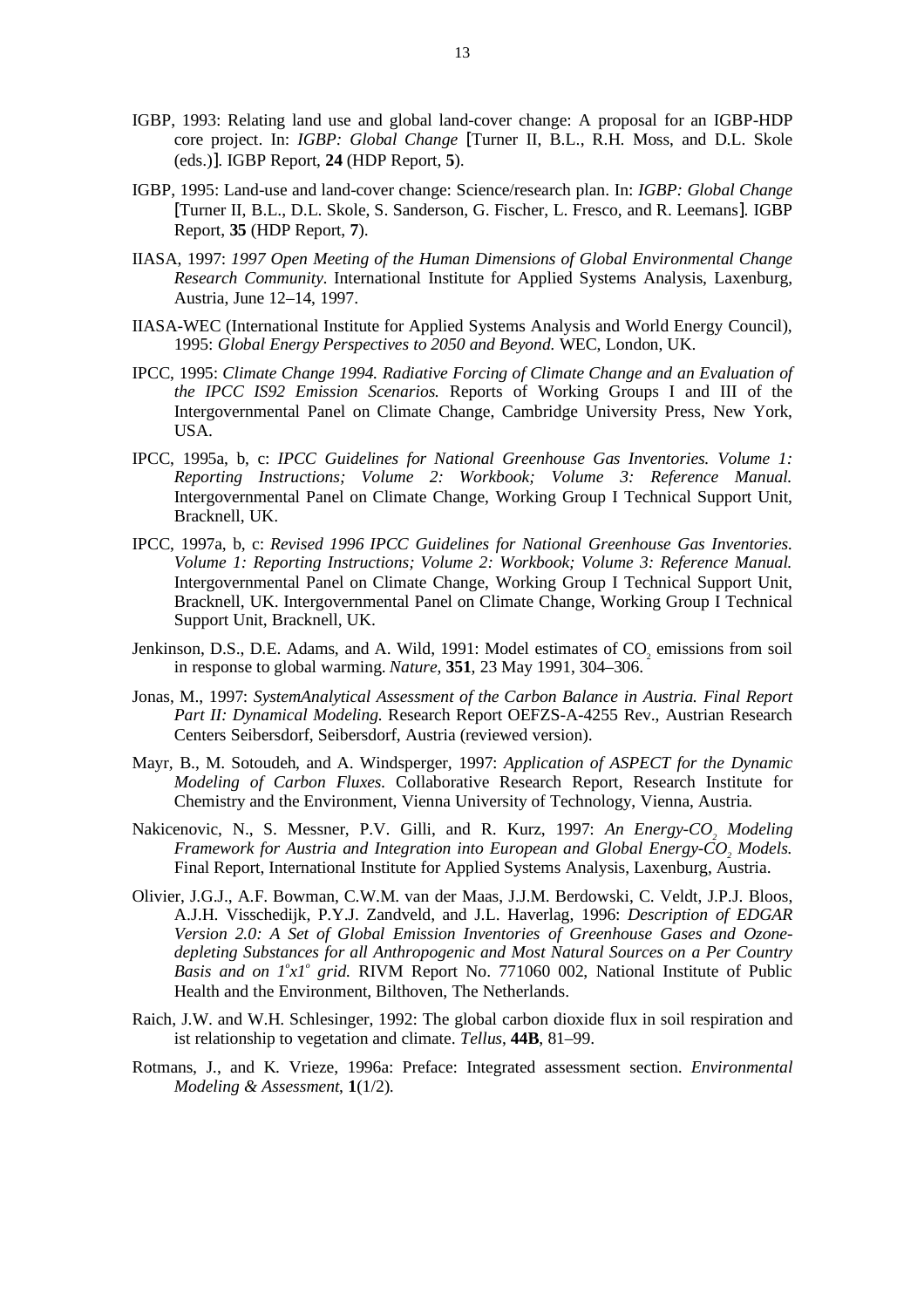IGBP, 1993: Relating land use and global land-cover change: A proposal for an IGBP-HDP core project. In: *IGBP: Global Change* [Turner II, B.L., R.H. Moss, and D.L. Skole (eds.)]. IGBP Report, **24** (HDP Report, **5**).

IGBP, 1995: Land-use and land-cover change: Science/research plan. In: *IGBP: Global Change* [Turner II, B.L., D.L. Skole, S. Sanderson, G. Fischer, L. Fresco, and R. Leemans]. IGBP Report, **35** (HDP Report, **7**).

IIASA, 1997: *1997 Open Meeting of the Human Dimensions of Global Environmental Change Research Community*. International Institute for Applied Systems Analysis, Laxenburg, Austria, June 12–14, 1997.

IIASA-WEC (International Institute for Applied Systems Analysis and World Energy Council), 1995: *Global Energy Perspectives to 2050 and Beyond.* WEC, London, UK.

IPCC, 1995: *Climate Change 1994. Radiative Forcing of Climate Change and an Evaluation of the IPCC IS92 Emission Scenarios.* Reports of Working Groups I and III of the Intergovernmental Panel on Climate Change, Cambridge University Press, New York, USA.

IPCC, 1995a, b, c: *IPCC Guidelines for National Greenhouse Gas Inventories. Volume 1: Reporting Instructions; Volume 2: Workbook; Volume 3: Reference Manual.* Intergovernmental Panel on Climate Change, Working Group I Technical Support Unit, Bracknell, UK.

IPCC, 1997a, b, c: *Revised 1996 IPCC Guidelines for National Greenhouse Gas Inventories. Volume 1: Reporting Instructions; Volume 2: Workbook; Volume 3: Reference Manual.* Intergovernmental Panel on Climate Change, Working Group I Technical Support Unit, Bracknell, UK. Intergovernmental Panel on Climate Change, Working Group I Technical Support Unit, Bracknell, UK.

Jenkinson, D.S., D.E. Adams, and A. Wild, 1991: Model estimates of $CO_2$ emissions from soil in response to global warming. *Nature*, **351**, 23 May 1991, 304–306.

Jonas, M., 1997: *SystemAnalytical Assessment of the Carbon Balance in Austria. Final Report Part II: Dynamical Modeling.* Research Report OEFZS-A-4255 Rev., Austrian Research Centers Seibersdorf, Seibersdorf, Austria (reviewed version).

Mayr, B., M. Sotoudeh, and A. Windsperger, 1997: *Application of ASPECT for the Dynamic Modeling of Carbon Fluxes.* Collaborative Research Report, Research Institute for Chemistry and the Environment, Vienna University of Technology, Vienna, Austria.

Nakicenovic, N., S. Messner, P.V. Gilli, and R. Kurz, 1997: *An Energy-$CO_2$ Modeling Framework for Austria and Integration into European and Global Energy-$CO_2$ Models.* Final Report, International Institute for Applied Systems Analysis, Laxenburg, Austria.

Olivier, J.G.J., A.F. Bowman, C.W.M. van der Maas, J.J.M. Berdowski, C. Veldt, J.P.J. Bloos, A.J.H. Visschedijk, P.Y.J. Zandveld, and J.L. Haverlag, 1996: *Description of EDGAR Version 2.0: A Set of Global Emission Inventories of Greenhouse Gases and Ozone-depleting Substances for all Anthropogenic and Most Natural Sources on a Per Country Basis and on $1^{o}x1^{o}$ grid.* RIVM Report No. 771060 002, National Institute of Public Health and the Environment, Bilthoven, The Netherlands.

Raich, J.W. and W.H. Schlesinger, 1992: The global carbon dioxide flux in soil respiration and ist relationship to vegetation and climate. *Tellus*, **44B**, 81–99.

Rotmans, J., and K. Vrieze, 1996a: Preface: Integrated assessment section. *Environmental Modeling & Assessment*, **1**(1/2).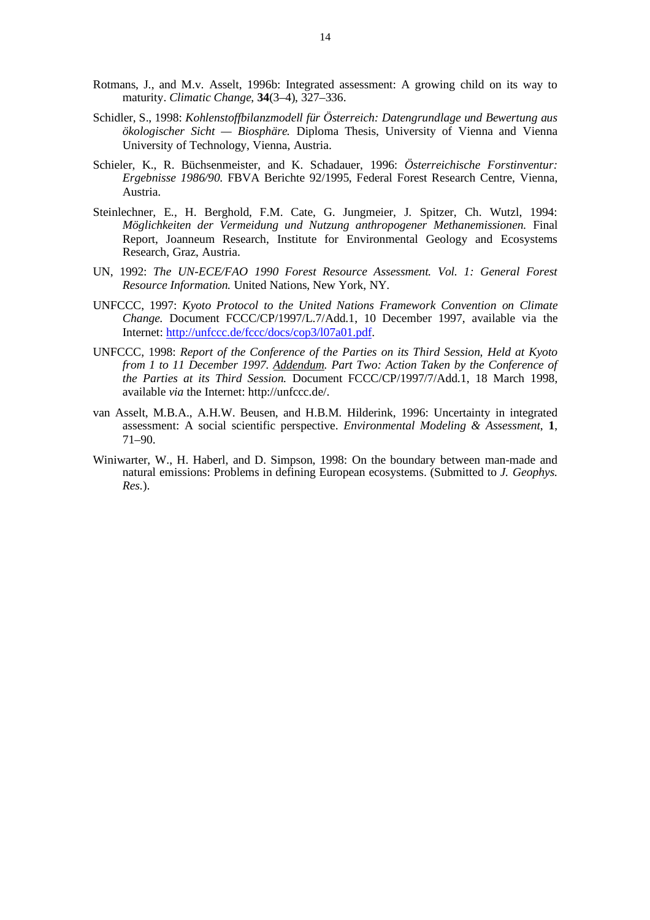Rotmans, J., and M.v. Asselt, 1996b: Integrated assessment: A growing child on its way to maturity. *Climatic Change*, **34**(3–4), 327–336.

Schidler, S., 1998: *Kohlenstoffbilanzmodell für Österreich: Datengrundlage und Bewertung aus ökologischer Sicht — Biosphäre.* Diploma Thesis, University of Vienna and Vienna University of Technology, Vienna, Austria.

Schieler, K., R. Büchsenmeister, and K. Schadauer, 1996: *Österreichische Forstinventur: Ergebnisse 1986/90.* FBVA Berichte 92/1995, Federal Forest Research Centre, Vienna, Austria.

Steinlechner, E., H. Berghold, F.M. Cate, G. Jungmeier, J. Spitzer, Ch. Wutzl, 1994: *Möglichkeiten der Vermeidung und Nutzung anthropogener Methanemissionen.* Final Report, Joanneum Research, Institute for Environmental Geology and Ecosystems Research, Graz, Austria.

UN, 1992: *The UN-ECE/FAO 1990 Forest Resource Assessment. Vol. 1: General Forest Resource Information.* United Nations, New York, NY.

UNFCCC, 1997: *Kyoto Protocol to the United Nations Framework Convention on Climate Change.* Document FCCC/CP/1997/L.7/Add.1, 10 December 1997, available via the Internet: http://unfccc.de/fccc/docs/cop3/l07a01.pdf.

UNFCCC, 1998: *Report of the Conference of the Parties on its Third Session, Held at Kyoto from 1 to 11 December 1997. Addendum. Part Two: Action Taken by the Conference of the Parties at its Third Session.* Document FCCC/CP/1997/7/Add.1, 18 March 1998, available *via* the Internet: http://unfccc.de/.

van Asselt, M.B.A., A.H.W. Beusen, and H.B.M. Hilderink, 1996: Uncertainty in integrated assessment: A social scientific perspective. *Environmental Modeling & Assessment*, **1**, 71–90.

Winiwarter, W., H. Haberl, and D. Simpson, 1998: On the boundary between man-made and natural emissions: Problems in defining European ecosystems. (Submitted to *J. Geophys. Res.*).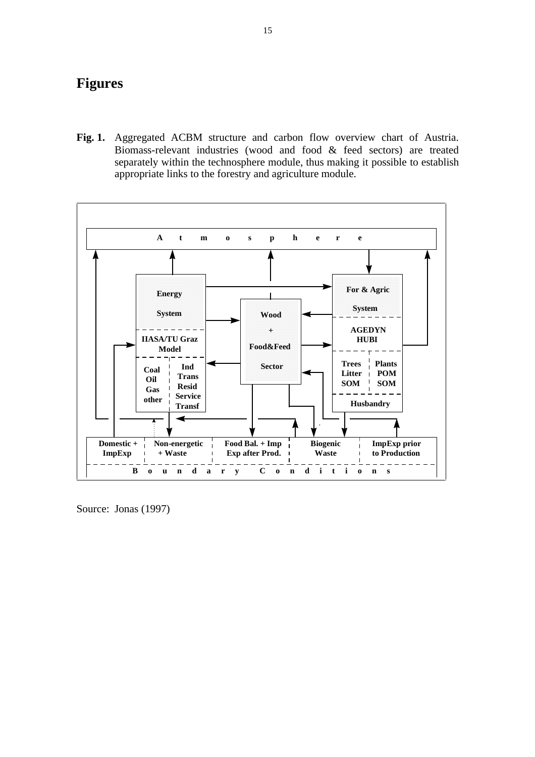# Figures

**Fig. 1.** Aggregated ACBM structure and carbon flow overview chart of Austria. Biomass-relevant industries (wood and food & feed sectors) are treated separately within the technosphere module, thus making it possible to establish appropriate links to the forestry and agriculture module.

Source: Jonas (1997)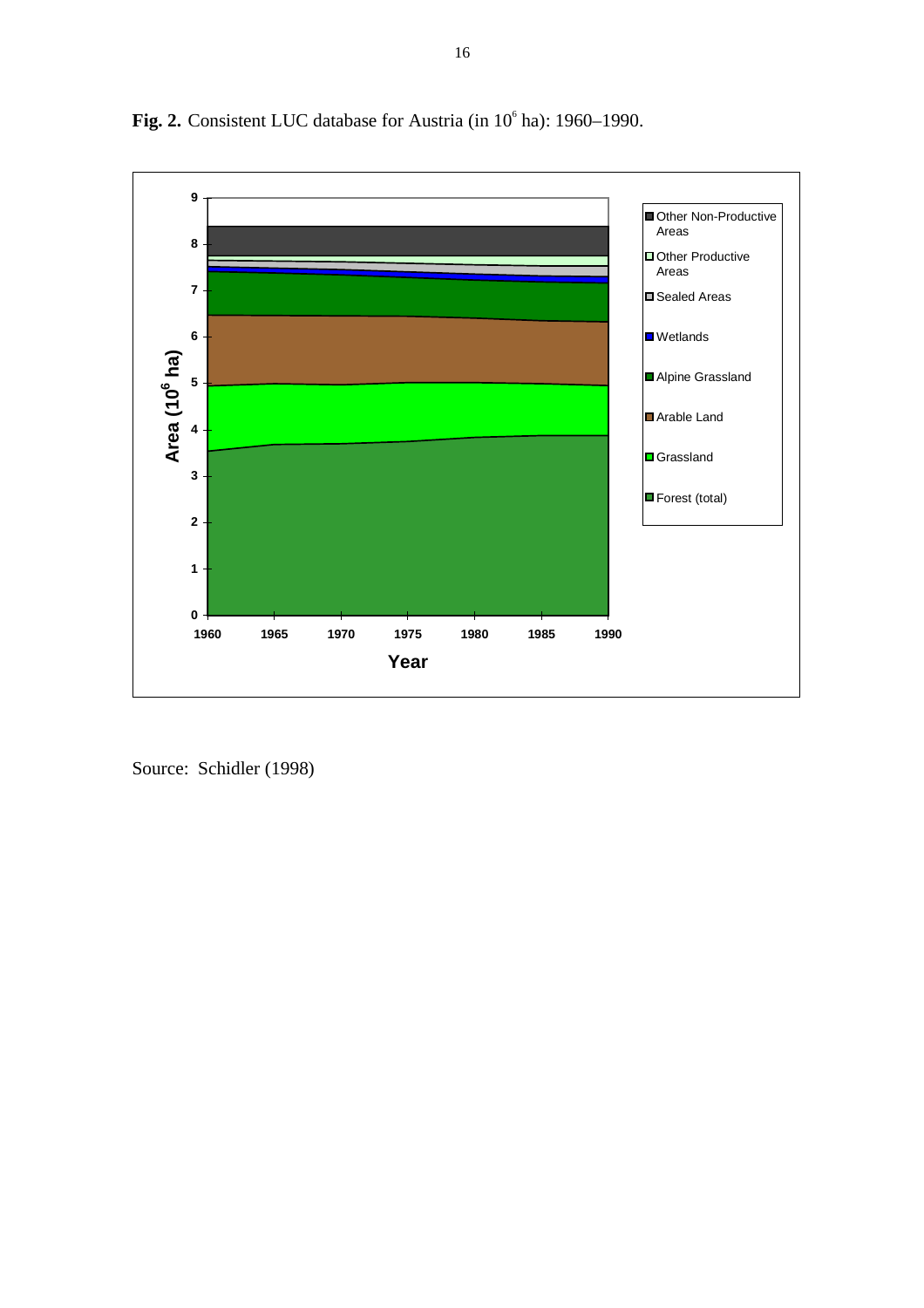**Fig. 2.** Consistent LUC database for Austria (in $10^6$ ha): 1960–1990.

Source: Schidler (1998)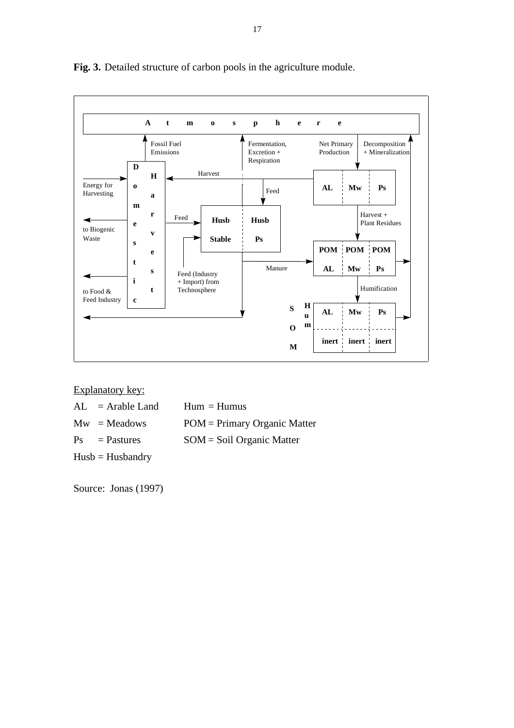**Fig. 3.** Detailed structure of carbon pools in the agriculture module.

Explanatory key:

AL = Arable Land  
Mw = Meadows  
Ps = Pastures  
Husb = Husbandry

Hum = Humus  
POM = Primary Organic Matter  
SOM = Soil Organic Matter

Source: Jonas (1997)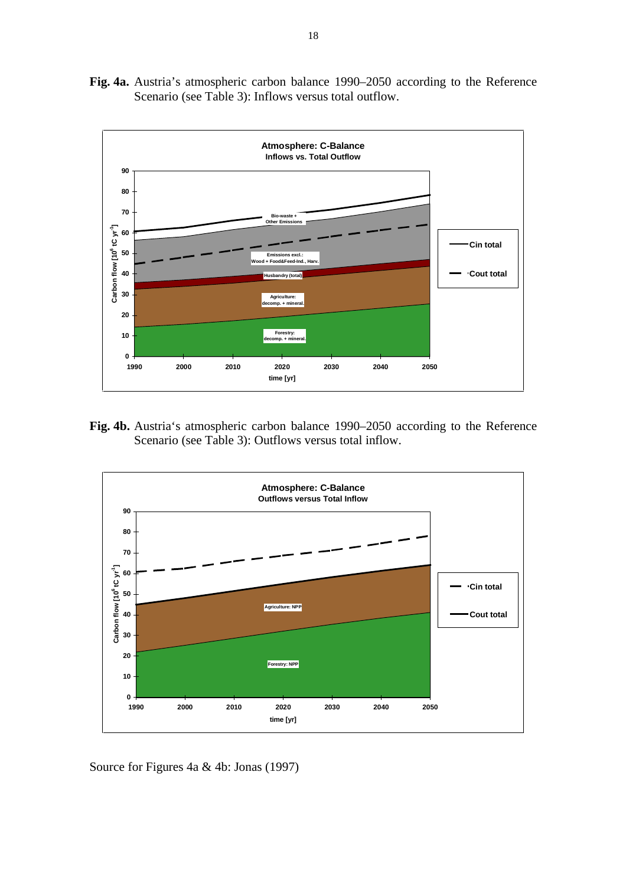**Fig. 4a.** Austria's atmospheric carbon balance 1990–2050 according to the Reference Scenario (see Table 3): Inflows versus total outflow.

**Fig. 4b.** Austria's atmospheric carbon balance 1990–2050 according to the Reference Scenario (see Table 3): Outflows versus total inflow.

Source for Figures 4a & 4b: Jonas (1997)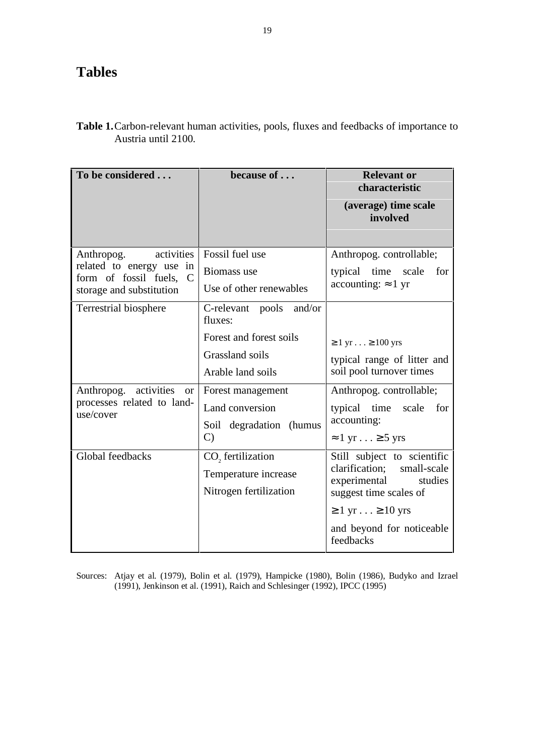# Tables

**Table 1.** Carbon-relevant human activities, pools, fluxes and feedbacks of importance to Austria until 2100.

| To be considered . . . | because of . . . | Relevant or characteristic (average) time scale involved |
|---|---|---|
| Anthropog. activities related to energy use in form of fossil fuels, C storage and substitution | Fossil fuel use<br>Biomass use<br>Use of other renewables | Anthropog. controllable;<br>typical time scale for accounting: ≈ 1 yr |
| Terrestrial biosphere | C-relevant pools and/or fluxes:<br>Forest and forest soils<br>Grassland soils<br>Arable land soils | ≥ 1 yr . . . ≥ 100 yrs<br>typical range of litter and soil pool turnover times |
| Anthropog. activities or processes related to land-use/cover | Forest management<br>Land conversion<br>Soil degradation (humus C) | Anthropog. controllable;<br>typical time scale for accounting:<br>≈ 1 yr . . . ≥ 5 yrs |
| Global feedbacks | $CO_2$ fertilization<br>Temperature increase<br>Nitrogen fertilization | Still subject to scientific clarification; small-scale experimental studies suggest time scales of<br>≥ 1 yr . . . ≥ 10 yrs<br>and beyond for noticeable feedbacks |

Sources: Atjay et al. (1979), Bolin et al. (1979), Hampicke (1980), Bolin (1986), Budyko and Izrael (1991), Jenkinson et al. (1991), Raich and Schlesinger (1992), IPCC (1995)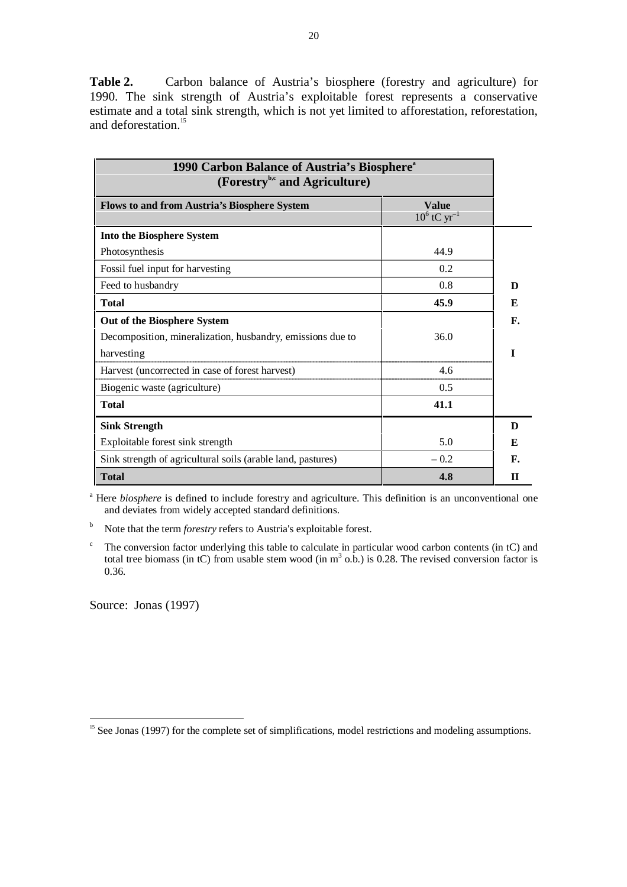**Table 2.** Carbon balance of Austria's biosphere (forestry and agriculture) for 1990. The sink strength of Austria's exploitable forest represents a conservative estimate and a total sink strength, which is not yet limited to afforestation, reforestation, and deforestation.[15]

| 1990 Carbon Balance of Austria's Biosphere[a] (Forestry[b,c] and Agriculture) | | |
|---|---|---|
| **Flows to and from Austria's Biosphere System** | **Value** $10^6$ tC $yr^{-1}$ | |
| **Into the Biosphere System** | | |
| Photosynthesis | 44.9 | |
| Fossil fuel input for harvesting | 0.2 | |
| Feed to husbandry | 0.8 | **D** |
| **Total** | **45.9** | **E** |
| **Out of the Biosphere System** | | **F.** |
| Decomposition, mineralization, husbandry, emissions due to harvesting | 36.0 | **I** |
| Harvest (uncorrected in case of forest harvest) | 4.6 | |
| Biogenic waste (agriculture) | 0.5 | |
| **Total** | **41.1** | |
| **Sink Strength** | | **D** |
| Exploitable forest sink strength | 5.0 | **E** |
| Sink strength of agricultural soils (arable land, pastures) | – 0.2 | **F.** |
| **Total** | **4.8** | **II** |

[a] Here *biosphere* is defined to include forestry and agriculture. This definition is an unconventional one and deviates from widely accepted standard definitions.

[b] Note that the term *forestry* refers to Austria's exploitable forest.

[c] The conversion factor underlying this table to calculate in particular wood carbon contents (in tC) and total tree biomass (in tC) from usable stem wood (in $m^3$ o.b.) is 0.28. The revised conversion factor is 0.36.

Source: Jonas (1997)

[15] See Jonas (1997) for the complete set of simplifications, model restrictions and modeling assumptions.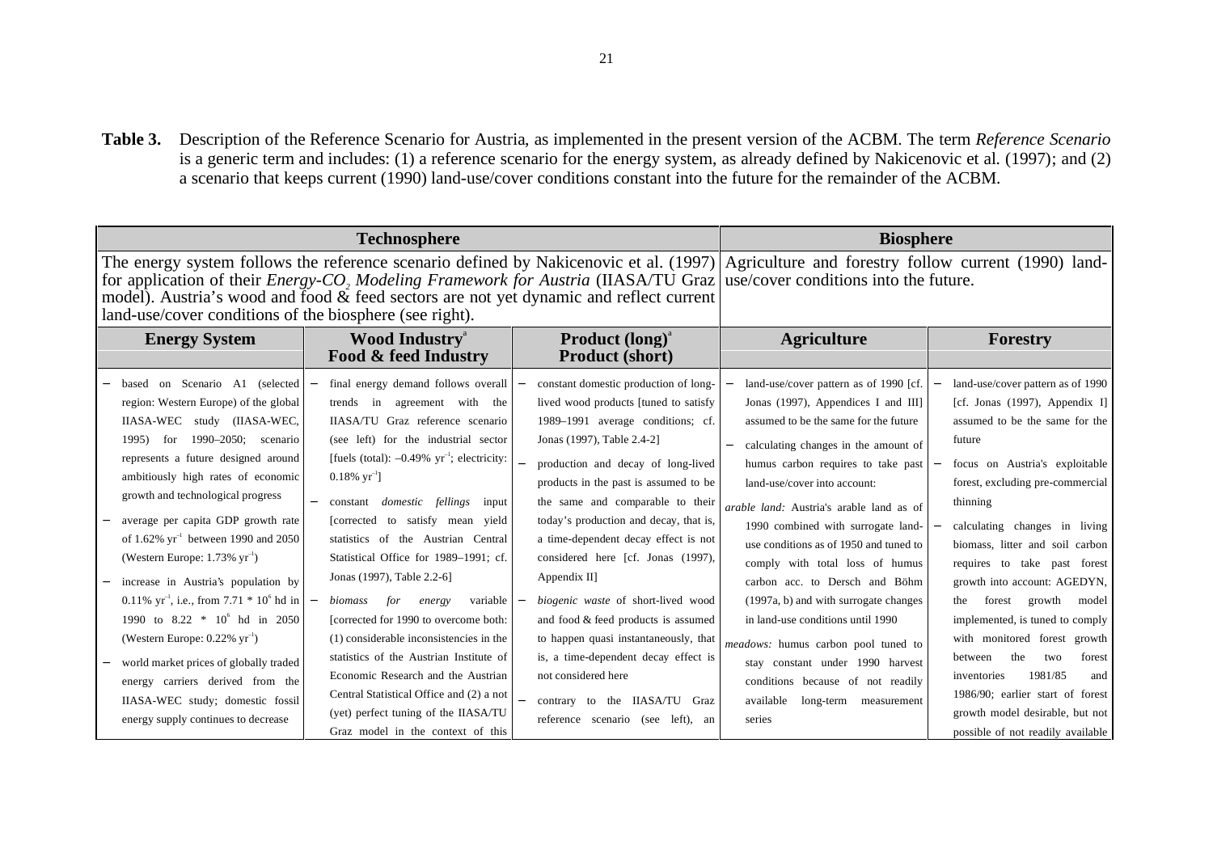**Table 3.** Description of the Reference Scenario for Austria, as implemented in the present version of the ACBM. The term *Reference Scenario* is a generic term and includes: (1) a reference scenario for the energy system, as already defined by Nakicenovic et al. (1997); and (2) a scenario that keeps current (1990) land-use/cover conditions constant into the future for the remainder of the ACBM.

| Technosphere | | | Biosphere | |
|---|---|---|---|---|
| The energy system follows the reference scenario defined by Nakicenovic et al. (1997) for application of their *Energy-$CO_2$ Modeling Framework for Austria* (IIASA/TU Graz model). Austria's wood and food & feed sectors are not yet dynamic and reflect current land-use/cover conditions of the biosphere (see right). | | | Agriculture and forestry follow current (1990) land-use/cover conditions into the future. | |
| **Energy System** | **Wood Industry**[a] **Food & feed Industry** | **Product (long)**[a] **Product (short)** | **Agriculture** | **Forestry** |
| – based on Scenario A1 (selected region: Western Europe) of the global IIASA-WEC study (IIASA-WEC, 1995) for 1990–2050; scenario represents a future designed around ambitiously high rates of economic growth and technological progress<br>– average per capita GDP growth rate of 1.62% $yr^{-1}$ between 1990 and 2050 (Western Europe: 1.73% $yr^{-1}$)<br>– increase in Austria's population by 0.11% $yr^{-1}$, i.e., from 7.71 * $10^6$ hd in 1990 to 8.22 * $10^6$ hd in 2050 (Western Europe: 0.22% $yr^{-1}$)<br>– world market prices of globally traded energy carriers derived from the IIASA-WEC study; domestic fossil energy supply continues to decrease | – final energy demand follows overall trends in agreement with the IIASA/TU Graz reference scenario (see left) for the industrial sector [fuels (total): –0.49% $yr^{-1}$; electricity: 0.18% $yr^{-1}$]<br>– constant *domestic fellings* input [corrected to satisfy mean yield statistics of the Austrian Central Statistical Office for 1989–1991; cf. Jonas (1997), Table 2.2-6]<br>– *biomass for energy* variable [corrected for 1990 to overcome both: (1) considerable inconsistencies in the statistics of the Austrian Institute of Economic Research and the Austrian Central Statistical Office and (2) a not (yet) perfect tuning of the IIASA/TU Graz model in the context of this | – constant domestic production of long-lived wood products [tuned to satisfy 1989–1991 average conditions; cf. Jonas (1997), Table 2.4-2]<br>– production and decay of long-lived products in the past is assumed to be the same and comparable to their today's production and decay, that is, a time-dependent decay effect is not considered here [cf. Jonas (1997), Appendix II]<br>– *biogenic waste* of short-lived wood and food & feed products is assumed to happen quasi instantaneously, that is, a time-dependent decay effect is not considered here<br>– contrary to the IIASA/TU Graz reference scenario (see left), an | – land-use/cover pattern as of 1990 [cf. Jonas (1997), Appendices I and III] assumed to be the same for the future<br>– calculating changes in the amount of humus carbon requires to take past land-use/cover into account:<br>*arable land:* Austria's arable land as of 1990 combined with surrogate land-use conditions as of 1950 and tuned to comply with total loss of humus carbon acc. to Dersch and Böhm (1997a, b) and with surrogate changes in land-use conditions until 1990<br>*meadows:* humus carbon pool tuned to stay constant under 1990 harvest conditions because of not readily available long-term measurement series | – land-use/cover pattern as of 1990 [cf. Jonas (1997), Appendix I] assumed to be the same for the future<br>– focus on Austria's exploitable forest, excluding pre-commercial thinning<br>– calculating changes in living biomass, litter and soil carbon requires to take past forest growth into account: AGEDYN, the forest growth model implemented, is tuned to comply with monitored forest growth between the two forest inventories 1981/85 and 1986/90; earlier start of forest growth model desirable, but not possible of not readily available |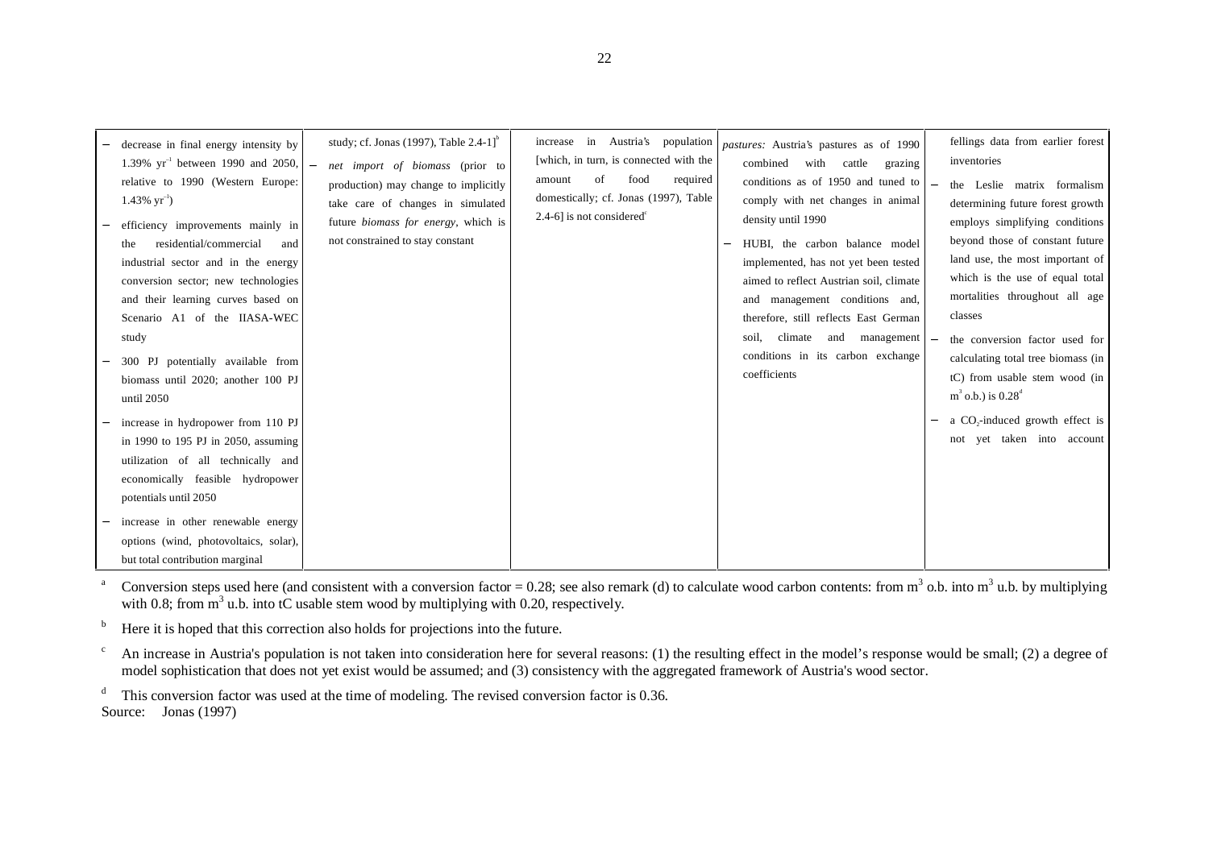| | | | | |
|---|---|---|---|---|
| – decrease in final energy intensity by 1.39% $yr^{-1}$ between 1990 and 2050, relative to 1990 (Western Europe: 1.43% $yr^{-1}$)<br>– efficiency improvements mainly in the residential/commercial and industrial sector and in the energy conversion sector; new technologies and their learning curves based on Scenario A1 of the IIASA-WEC study<br>– 300 PJ potentially available from biomass until 2020; another 100 PJ until 2050<br>– increase in hydropower from 110 PJ in 1990 to 195 PJ in 2050, assuming utilization of all technically and economically feasible hydropower potentials until 2050<br>– increase in other renewable energy options (wind, photovoltaics, solar), but total contribution marginal | study; cf. Jonas (1997), Table 2.4-1][b]<br>– *net import of biomass* (prior to production) may change to implicitly take care of changes in simulated future *biomass for energy*, which is not constrained to stay constant | increase in Austria's population [which, in turn, is connected with the amount of food required domestically; cf. Jonas (1997), Table 2.4-6] is not considered[c] | *pastures:* Austria's pastures as of 1990 combined with cattle grazing conditions as of 1950 and tuned to comply with net changes in animal density until 1990<br>– HUBI, the carbon balance model implemented, has not yet been tested aimed to reflect Austrian soil, climate and management conditions and, therefore, still reflects East German soil, climate and management conditions in its carbon exchange coefficients | fellings data from earlier forest inventories<br>– the Leslie matrix formalism determining future forest growth employs simplifying conditions beyond those of constant future land use, the most important of which is the use of equal total mortalities throughout all age classes<br>– the conversion factor used for calculating total tree biomass (in tC) from usable stem wood (in $m^3$ o.b.) is 0.28[d]<br>– a $CO_2$-induced growth effect is not yet taken into account |

[a] Conversion steps used here (and consistent with a conversion factor = 0.28; see also remark (d) to calculate wood carbon contents: from $m^3$ o.b. into $m^3$ u.b. by multiplying with 0.8; from $m^3$ u.b. into tC usable stem wood by multiplying with 0.20, respectively.

[b] Here it is hoped that this correction also holds for projections into the future.

[c] An increase in Austria's population is not taken into consideration here for several reasons: (1) the resulting effect in the model's response would be small; (2) a degree of model sophistication that does not yet exist would be assumed; and (3) consistency with the aggregated framework of Austria's wood sector.

[d] This conversion factor was used at the time of modeling. The revised conversion factor is 0.36.

Source: Jonas (1997)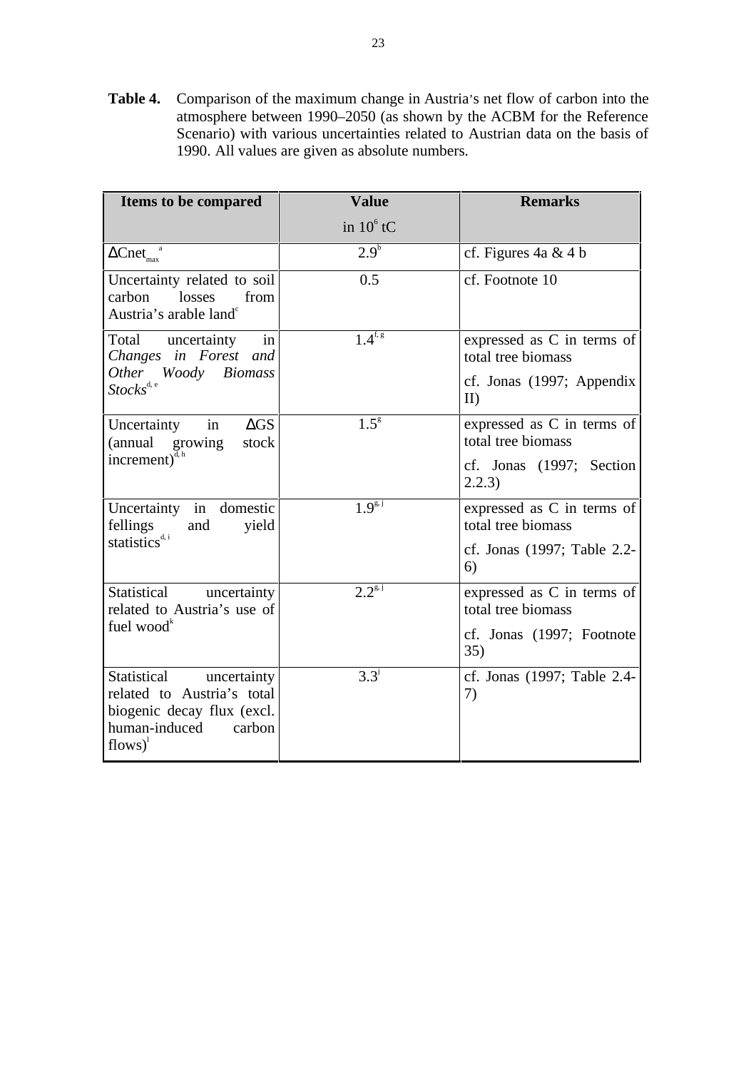**Table 4.** Comparison of the maximum change in Austria's net flow of carbon into the atmosphere between 1990–2050 (as shown by the ACBM for the Reference Scenario) with various uncertainties related to Austrian data on the basis of 1990. All values are given as absolute numbers.

| Items to be compared | Value in $10^6$ tC | Remarks |
|---|---|---|
| $\Delta Cnet_{max}$[a] | 2.9[b] | cf. Figures 4a & 4 b |
| Uncertainty related to soil carbon losses from Austria's arable land[c] | 0.5 | cf. Footnote 10 |
| Total uncertainty in *Changes in Forest and Other Woody Biomass Stocks*[d, e] | 1.4[f, g] | expressed as C in terms of total tree biomass<br>cf. Jonas (1997; Appendix II) |
| Uncertainty in $\Delta$GS (annual growing stock increment)[d, h] | 1.5[g] | expressed as C in terms of total tree biomass<br>cf. Jonas (1997; Section 2.2.3) |
| Uncertainty in domestic fellings and yield statistics[d, i] | 1.9[g, j] | expressed as C in terms of total tree biomass<br>cf. Jonas (1997; Table 2.2-6) |
| Statistical uncertainty related to Austria's use of fuel wood[k] | 2.2[g, j] | expressed as C in terms of total tree biomass<br>cf. Jonas (1997; Footnote 35) |
| Statistical uncertainty related to Austria's total biogenic decay flux (excl. human-induced carbon flows)[l] | 3.3[j] | cf. Jonas (1997; Table 2.4-7) |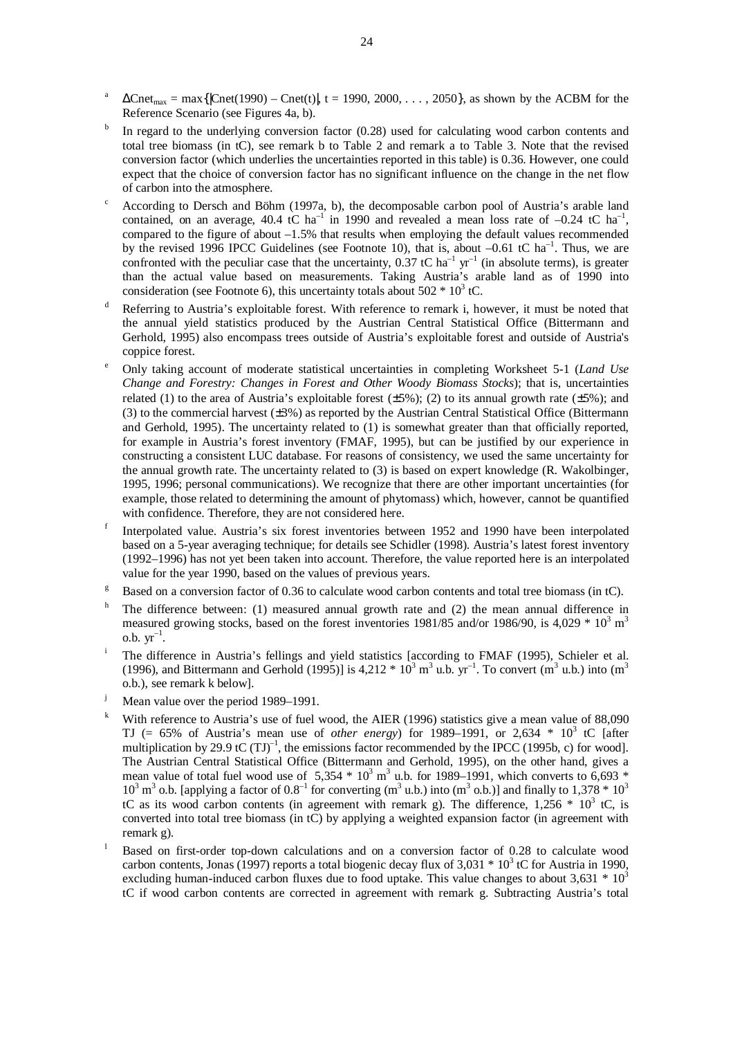[a] $\Delta Cnet_{max} = \max\{|Cnet(1990) - Cnet(t)|, t = 1990, 2000, \ldots, 2050\}$, as shown by the ACBM for the Reference Scenario (see Figures 4a, b).

[b] In regard to the underlying conversion factor (0.28) used for calculating wood carbon contents and total tree biomass (in tC), see remark b to Table 2 and remark a to Table 3. Note that the revised conversion factor (which underlies the uncertainties reported in this table) is 0.36. However, one could expect that the choice of conversion factor has no significant influence on the change in the net flow of carbon into the atmosphere.

[c] According to Dersch and Böhm (1997a, b), the decomposable carbon pool of Austria's arable land contained, on an average, 40.4 tC $ha^{-1}$ in 1990 and revealed a mean loss rate of –0.24 tC $ha^{-1}$, compared to the figure of about –1.5% that results when employing the default values recommended by the revised 1996 IPCC Guidelines (see Footnote 10), that is, about –0.61 tC $ha^{-1}$. Thus, we are confronted with the peculiar case that the uncertainty, 0.37 tC $ha^{-1}$ $yr^{-1}$ (in absolute terms), is greater than the actual value based on measurements. Taking Austria's arable land as of 1990 into consideration (see Footnote 6), this uncertainty totals about $502 * 10^3$ tC.

[d] Referring to Austria's exploitable forest. With reference to remark i, however, it must be noted that the annual yield statistics produced by the Austrian Central Statistical Office (Bittermann and Gerhold, 1995) also encompass trees outside of Austria's exploitable forest and outside of Austria's coppice forest.

[e] Only taking account of moderate statistical uncertainties in completing Worksheet 5-1 (*Land Use Change and Forestry: Changes in Forest and Other Woody Biomass Stocks*); that is, uncertainties related (1) to the area of Austria's exploitable forest (±5%); (2) to its annual growth rate (±5%); and (3) to the commercial harvest (±3%) as reported by the Austrian Central Statistical Office (Bittermann and Gerhold, 1995). The uncertainty related to (1) is somewhat greater than that officially reported, for example in Austria's forest inventory (FMAF, 1995), but can be justified by our experience in constructing a consistent LUC database. For reasons of consistency, we used the same uncertainty for the annual growth rate. The uncertainty related to (3) is based on expert knowledge (R. Wakolbinger, 1995, 1996; personal communications). We recognize that there are other important uncertainties (for example, those related to determining the amount of phytomass) which, however, cannot be quantified with confidence. Therefore, they are not considered here.

[f] Interpolated value. Austria's six forest inventories between 1952 and 1990 have been interpolated based on a 5-year averaging technique; for details see Schidler (1998). Austria's latest forest inventory (1992–1996) has not yet been taken into account. Therefore, the value reported here is an interpolated value for the year 1990, based on the values of previous years.

[g] Based on a conversion factor of 0.36 to calculate wood carbon contents and total tree biomass (in tC).

[h] The difference between: (1) measured annual growth rate and (2) the mean annual difference in measured growing stocks, based on the forest inventories 1981/85 and/or 1986/90, is $4{,}029 * 10^3$ $m^3$ o.b. $yr^{-1}$.

[i] The difference in Austria's fellings and yield statistics [according to FMAF (1995), Schieler et al. (1996), and Bittermann and Gerhold (1995)] is $4{,}212 * 10^3$ $m^3$ u.b. $yr^{-1}$. To convert ($m^3$ u.b.) into ($m^3$ o.b.), see remark k below].

[j] Mean value over the period 1989–1991.

[k] With reference to Austria's use of fuel wood, the AIER (1996) statistics give a mean value of 88,090 TJ (= 65% of Austria's mean use of *other energy*) for 1989–1991, or $2{,}634 * 10^3$ tC [after multiplication by 29.9 tC $(TJ)^{-1}$, the emissions factor recommended by the IPCC (1995b, c) for wood]. The Austrian Central Statistical Office (Bittermann and Gerhold, 1995), on the other hand, gives a mean value of total fuel wood use of $5{,}354 * 10^3$ $m^3$ u.b. for 1989–1991, which converts to $6{,}693 * 10^3$ $m^3$ o.b. [applying a factor of $0.8^{-1}$ for converting ($m^3$ u.b.) into ($m^3$ o.b.)] and finally to $1{,}378 * 10^3$ tC as its wood carbon contents (in agreement with remark g). The difference, $1{,}256 * 10^3$ tC, is converted into total tree biomass (in tC) by applying a weighted expansion factor (in agreement with remark g).

[l] Based on first-order top-down calculations and on a conversion factor of 0.28 to calculate wood carbon contents, Jonas (1997) reports a total biogenic decay flux of $3{,}031 * 10^3$ tC for Austria in 1990, excluding human-induced carbon fluxes due to food uptake. This value changes to about $3{,}631 * 10^3$ tC if wood carbon contents are corrected in agreement with remark g. Subtracting Austria's total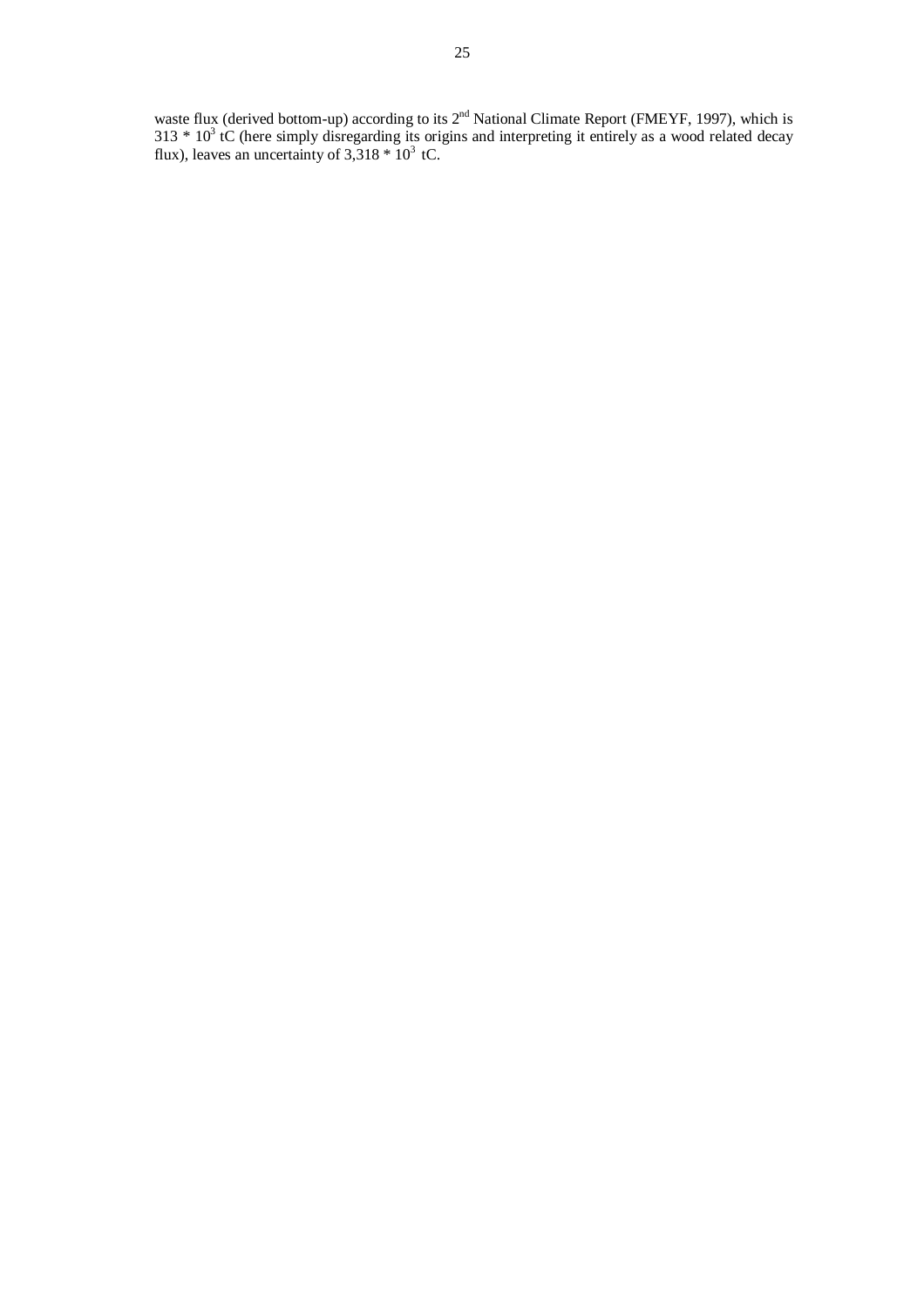waste flux (derived bottom-up) according to its 2nd National Climate Report (FMEYF, 1997), which is $313 * 10^3$ tC (here simply disregarding its origins and interpreting it entirely as a wood related decay flux), leaves an uncertainty of $3{,}318 * 10^3$ tC.